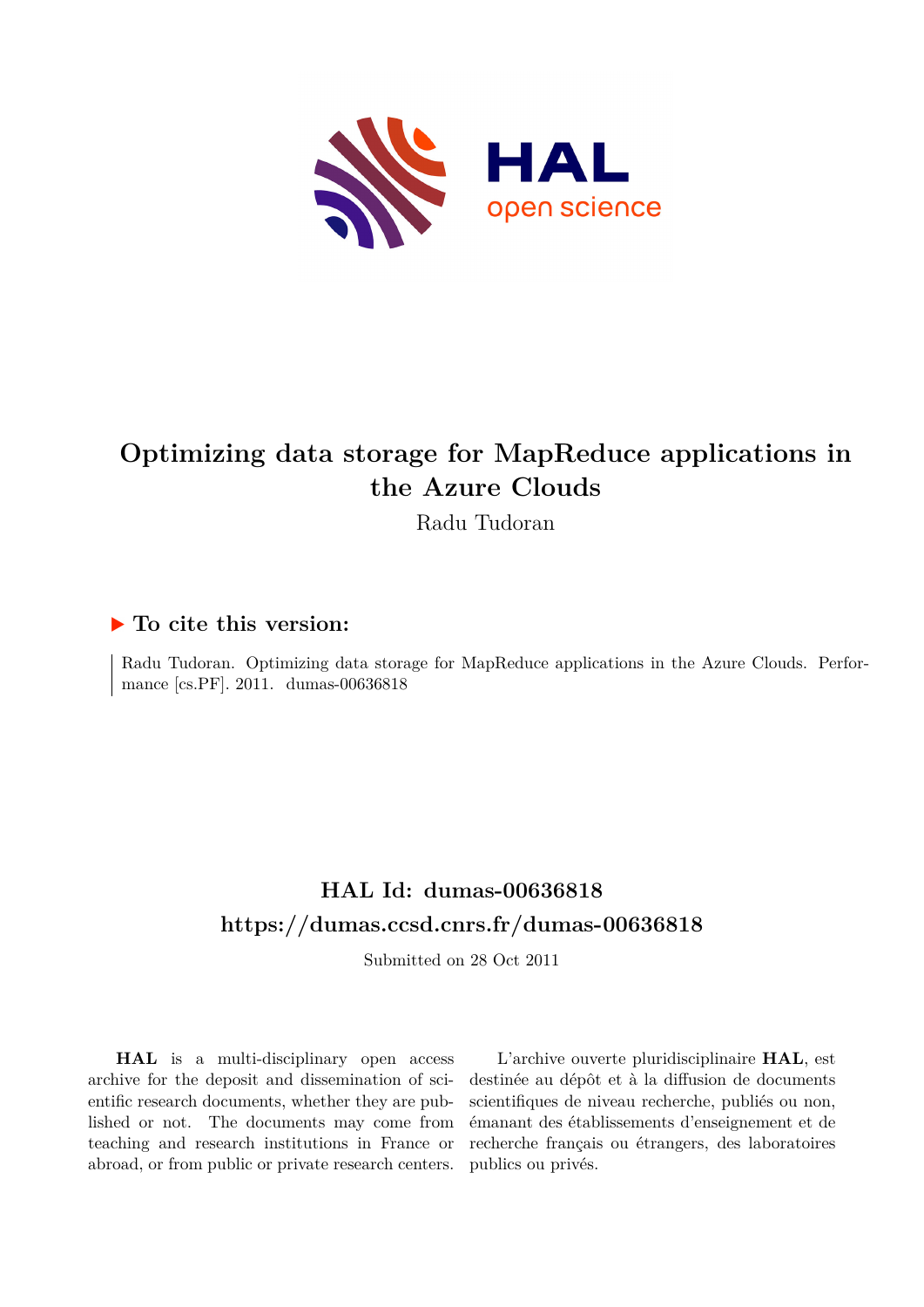# Optimizing data storage for MapReduce applications in the Azure Clouds

Radu Tudoran

## ▶ To cite this version:

Radu Tudoran. Optimizing data storage for MapReduce applications in the Azure Clouds. Performance [cs.PF]. 2011. dumas-00636818

## HAL Id: dumas-00636818
## https://dumas.ccsd.cnrs.fr/dumas-00636818

Submitted on 28 Oct 2011

**HAL** is a multi-disciplinary open access archive for the deposit and dissemination of scientific research documents, whether they are published or not. The documents may come from teaching and research institutions in France or abroad, or from public or private research centers.

L'archive ouverte pluridisciplinaire **HAL**, est destinée au dépôt et à la diffusion de documents scientifiques de niveau recherche, publiés ou non, émanant des établissements d'enseignement et de recherche français ou étrangers, des laboratoires publics ou privés.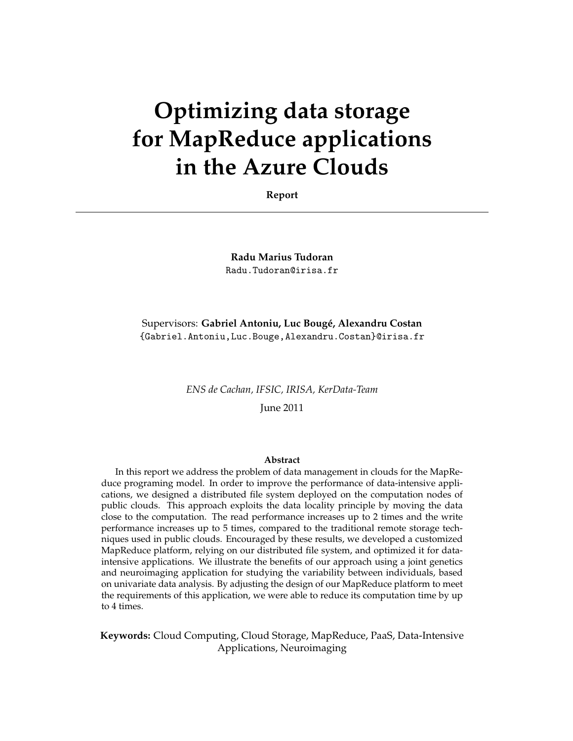# Optimizing data storage for MapReduce applications in the Azure Clouds

**Report**

---

**Radu Marius Tudoran**
Radu.Tudoran@irisa.fr

Supervisors: **Gabriel Antoniu, Luc Bougé, Alexandru Costan**
{Gabriel.Antoniu,Luc.Bouge,Alexandru.Costan}@irisa.fr

*ENS de Cachan, IFSIC, IRISA, KerData-Team*

June 2011

**Abstract**

In this report we address the problem of data management in clouds for the MapReduce programing model. In order to improve the performance of data-intensive applications, we designed a distributed file system deployed on the computation nodes of public clouds. This approach exploits the data locality principle by moving the data close to the computation. The read performance increases up to 2 times and the write performance increases up to 5 times, compared to the traditional remote storage techniques used in public clouds. Encouraged by these results, we developed a customized MapReduce platform, relying on our distributed file system, and optimized it for data-intensive applications. We illustrate the benefits of our approach using a joint genetics and neuroimaging application for studying the variability between individuals, based on univariate data analysis. By adjusting the design of our MapReduce platform to meet the requirements of this application, we were able to reduce its computation time by up to 4 times.

**Keywords:** Cloud Computing, Cloud Storage, MapReduce, PaaS, Data-Intensive Applications, Neuroimaging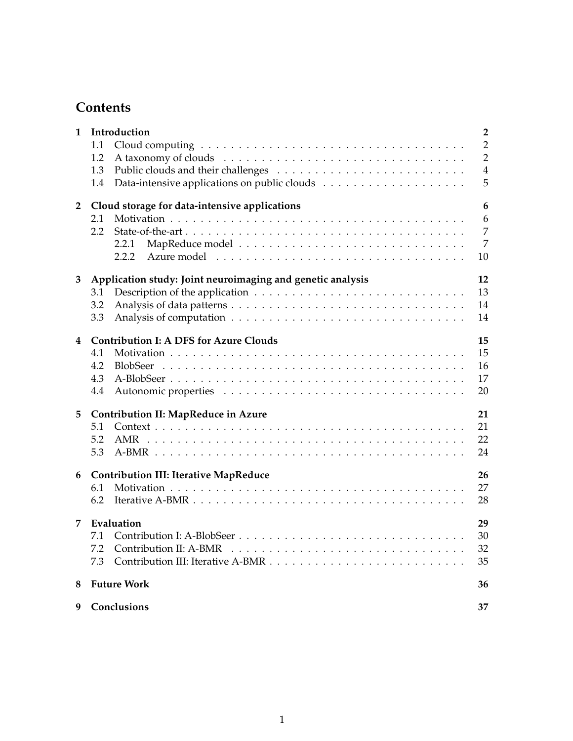# Contents

**1 Introduction** **2**
- 1.1 Cloud computing . . . . . . . . . . . . . . . . . . . . . . . . . . . . . . . . . 2
- 1.2 A taxonomy of clouds . . . . . . . . . . . . . . . . . . . . . . . . . . . . . . 2
- 1.3 Public clouds and their challenges . . . . . . . . . . . . . . . . . . . . . . . 4
- 1.4 Data-intensive applications on public clouds . . . . . . . . . . . . . . . . . 5

**2 Cloud storage for data-intensive applications** **6**
- 2.1 Motivation . . . . . . . . . . . . . . . . . . . . . . . . . . . . . . . . . . . . 6
- 2.2 State-of-the-art . . . . . . . . . . . . . . . . . . . . . . . . . . . . . . . . . . 7
  - 2.2.1 MapReduce model . . . . . . . . . . . . . . . . . . . . . . . . . . . . 7
  - 2.2.2 Azure model . . . . . . . . . . . . . . . . . . . . . . . . . . . . . . . 10

**3 Application study: Joint neuroimaging and genetic analysis** **12**
- 3.1 Description of the application . . . . . . . . . . . . . . . . . . . . . . . . . 13
- 3.2 Analysis of data patterns . . . . . . . . . . . . . . . . . . . . . . . . . . . . 14
- 3.3 Analysis of computation . . . . . . . . . . . . . . . . . . . . . . . . . . . . 14

**4 Contribution I: A DFS for Azure Clouds** **15**
- 4.1 Motivation . . . . . . . . . . . . . . . . . . . . . . . . . . . . . . . . . . . . 15
- 4.2 BlobSeer . . . . . . . . . . . . . . . . . . . . . . . . . . . . . . . . . . . . . 16
- 4.3 A-BlobSeer . . . . . . . . . . . . . . . . . . . . . . . . . . . . . . . . . . . . 17
- 4.4 Autonomic properties . . . . . . . . . . . . . . . . . . . . . . . . . . . . . . 20

**5 Contribution II: MapReduce in Azure** **21**
- 5.1 Context . . . . . . . . . . . . . . . . . . . . . . . . . . . . . . . . . . . . . . 21
- 5.2 AMR . . . . . . . . . . . . . . . . . . . . . . . . . . . . . . . . . . . . . . . 22
- 5.3 A-BMR . . . . . . . . . . . . . . . . . . . . . . . . . . . . . . . . . . . . . . 24

**6 Contribution III: Iterative MapReduce** **26**
- 6.1 Motivation . . . . . . . . . . . . . . . . . . . . . . . . . . . . . . . . . . . . 27
- 6.2 Iterative A-BMR . . . . . . . . . . . . . . . . . . . . . . . . . . . . . . . . . 28

**7 Evaluation** **29**
- 7.1 Contribution I: A-BlobSeer . . . . . . . . . . . . . . . . . . . . . . . . . . . 30
- 7.2 Contribution II: A-BMR . . . . . . . . . . . . . . . . . . . . . . . . . . . . . 32
- 7.3 Contribution III: Iterative A-BMR . . . . . . . . . . . . . . . . . . . . . . . 35

**8 Future Work** **36**

**9 Conclusions** **37**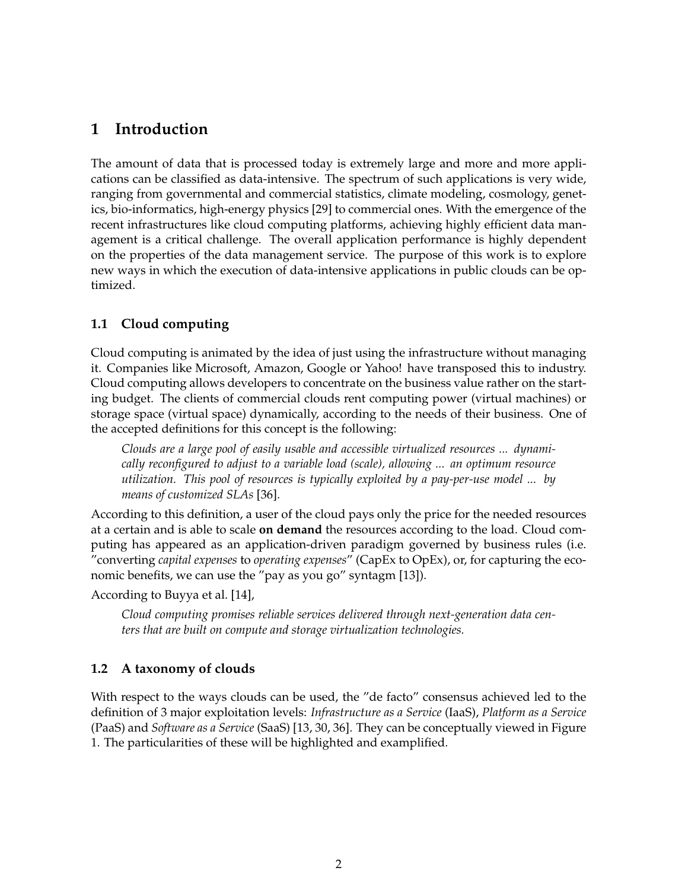# 1 Introduction

The amount of data that is processed today is extremely large and more and more applications can be classified as data-intensive. The spectrum of such applications is very wide, ranging from governmental and commercial statistics, climate modeling, cosmology, genetics, bio-informatics, high-energy physics [29] to commercial ones. With the emergence of the recent infrastructures like cloud computing platforms, achieving highly efficient data management is a critical challenge. The overall application performance is highly dependent on the properties of the data management service. The purpose of this work is to explore new ways in which the execution of data-intensive applications in public clouds can be optimized.

## 1.1 Cloud computing

Cloud computing is animated by the idea of just using the infrastructure without managing it. Companies like Microsoft, Amazon, Google or Yahoo! have transposed this to industry. Cloud computing allows developers to concentrate on the business value rather on the starting budget. The clients of commercial clouds rent computing power (virtual machines) or storage space (virtual space) dynamically, according to the needs of their business. One of the accepted definitions for this concept is the following:

> *Clouds are a large pool of easily usable and accessible virtualized resources ... dynamically reconfigured to adjust to a variable load (scale), allowing ... an optimum resource utilization. This pool of resources is typically exploited by a pay-per-use model ... by means of customized SLAs* [36].

According to this definition, a user of the cloud pays only the price for the needed resources at a certain and is able to scale **on demand** the resources according to the load. Cloud computing has appeared as an application-driven paradigm governed by business rules (i.e. "converting *capital expenses* to *operating expenses*" (CapEx to OpEx), or, for capturing the economic benefits, we can use the "pay as you go" syntagm [13]).

According to Buyya et al. [14],

> *Cloud computing promises reliable services delivered through next-generation data centers that are built on compute and storage virtualization technologies.*

## 1.2 A taxonomy of clouds

With respect to the ways clouds can be used, the "de facto" consensus achieved led to the definition of 3 major exploitation levels: *Infrastructure as a Service* (IaaS), *Platform as a Service* (PaaS) and *Software as a Service* (SaaS) [13, 30, 36]. They can be conceptually viewed in Figure 1. The particularities of these will be highlighted and examplified.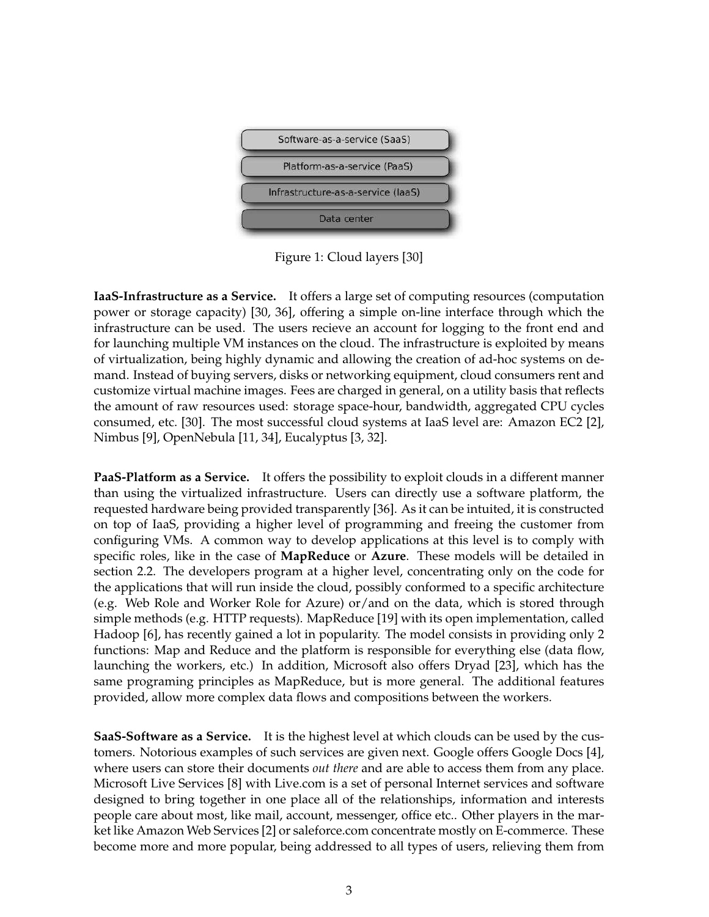Software-as-a-service (SaaS)

Platform-as-a-service (PaaS)

Infrastructure-as-a-service (IaaS)

Data center

Figure 1: Cloud layers [30]

**IaaS-Infrastructure as a Service.** It offers a large set of computing resources (computation power or storage capacity) [30, 36], offering a simple on-line interface through which the infrastructure can be used. The users recieve an account for logging to the front end and for launching multiple VM instances on the cloud. The infrastructure is exploited by means of virtualization, being highly dynamic and allowing the creation of ad-hoc systems on demand. Instead of buying servers, disks or networking equipment, cloud consumers rent and customize virtual machine images. Fees are charged in general, on a utility basis that reflects the amount of raw resources used: storage space-hour, bandwidth, aggregated CPU cycles consumed, etc. [30]. The most successful cloud systems at IaaS level are: Amazon EC2 [2], Nimbus [9], OpenNebula [11, 34], Eucalyptus [3, 32].

**PaaS-Platform as a Service.** It offers the possibility to exploit clouds in a different manner than using the virtualized infrastructure. Users can directly use a software platform, the requested hardware being provided transparently [36]. As it can be intuited, it is constructed on top of IaaS, providing a higher level of programming and freeing the customer from configuring VMs. A common way to develop applications at this level is to comply with specific roles, like in the case of **MapReduce** or **Azure**. These models will be detailed in section 2.2. The developers program at a higher level, concentrating only on the code for the applications that will run inside the cloud, possibly conformed to a specific architecture (e.g. Web Role and Worker Role for Azure) or/and on the data, which is stored through simple methods (e.g. HTTP requests). MapReduce [19] with its open implementation, called Hadoop [6], has recently gained a lot in popularity. The model consists in providing only 2 functions: Map and Reduce and the platform is responsible for everything else (data flow, launching the workers, etc.) In addition, Microsoft also offers Dryad [23], which has the same programing principles as MapReduce, but is more general. The additional features provided, allow more complex data flows and compositions between the workers.

**SaaS-Software as a Service.** It is the highest level at which clouds can be used by the customers. Notorious examples of such services are given next. Google offers Google Docs [4], where users can store their documents *out there* and are able to access them from any place. Microsoft Live Services [8] with Live.com is a set of personal Internet services and software designed to bring together in one place all of the relationships, information and interests people care about most, like mail, account, messenger, office etc.. Other players in the market like Amazon Web Services [2] or saleforce.com concentrate mostly on E-commerce. These become more and more popular, being addressed to all types of users, relieving them from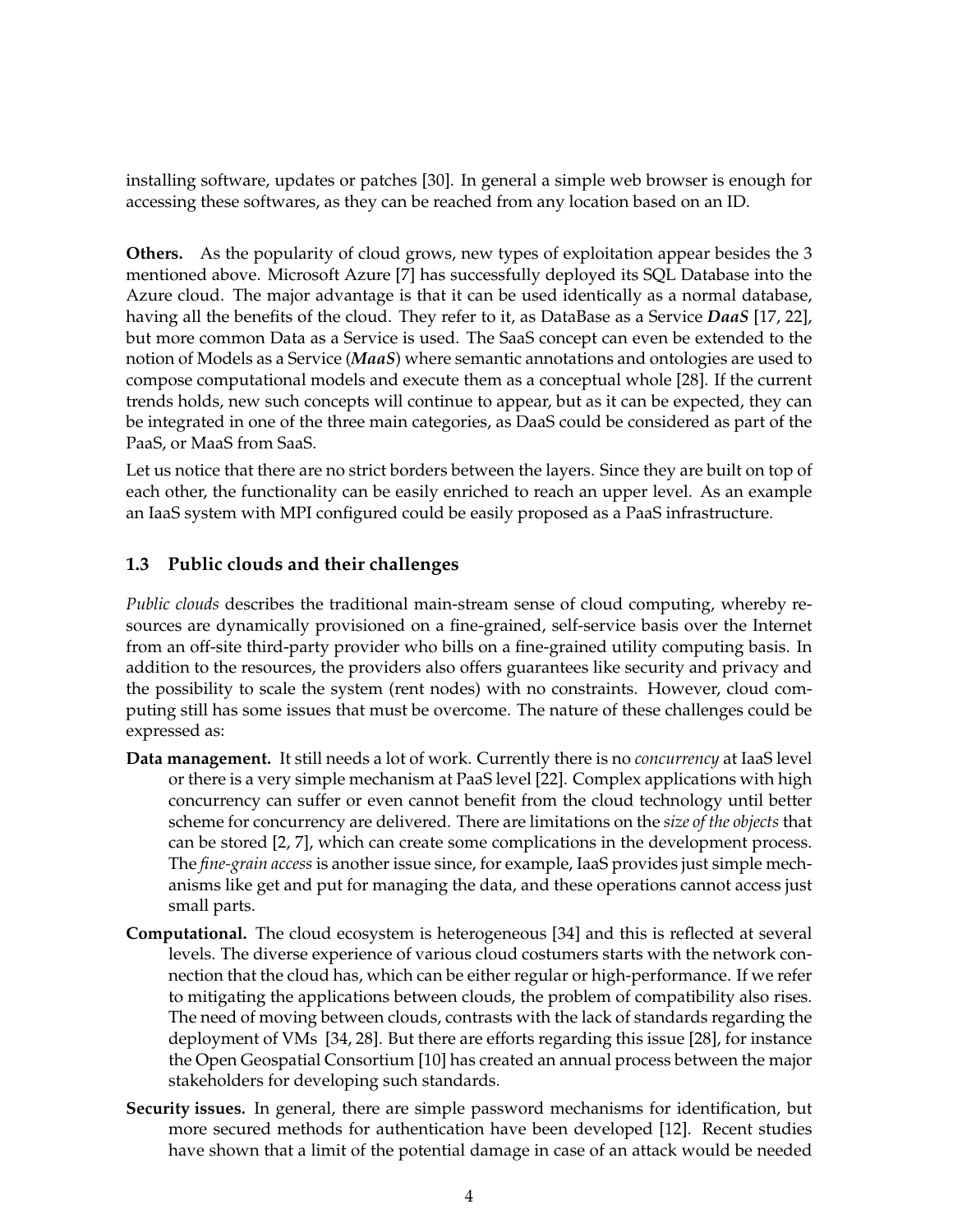installing software, updates or patches [30]. In general a simple web browser is enough for accessing these softwares, as they can be reached from any location based on an ID.

**Others.** As the popularity of cloud grows, new types of exploitation appear besides the 3 mentioned above. Microsoft Azure [7] has successfully deployed its SQL Database into the Azure cloud. The major advantage is that it can be used identically as a normal database, having all the benefits of the cloud. They refer to it, as DataBase as a Service ***DaaS*** [17, 22], but more common Data as a Service is used. The SaaS concept can even be extended to the notion of Models as a Service (***MaaS***) where semantic annotations and ontologies are used to compose computational models and execute them as a conceptual whole [28]. If the current trends holds, new such concepts will continue to appear, but as it can be expected, they can be integrated in one of the three main categories, as DaaS could be considered as part of the PaaS, or MaaS from SaaS.

Let us notice that there are no strict borders between the layers. Since they are built on top of each other, the functionality can be easily enriched to reach an upper level. As an example an IaaS system with MPI configured could be easily proposed as a PaaS infrastructure.

### 1.3 Public clouds and their challenges

*Public clouds* describes the traditional main-stream sense of cloud computing, whereby resources are dynamically provisioned on a fine-grained, self-service basis over the Internet from an off-site third-party provider who bills on a fine-grained utility computing basis. In addition to the resources, the providers also offers guarantees like security and privacy and the possibility to scale the system (rent nodes) with no constraints. However, cloud computing still has some issues that must be overcome. The nature of these challenges could be expressed as:

**Data management.** It still needs a lot of work. Currently there is no *concurrency* at IaaS level or there is a very simple mechanism at PaaS level [22]. Complex applications with high concurrency can suffer or even cannot benefit from the cloud technology until better scheme for concurrency are delivered. There are limitations on the *size of the objects* that can be stored [2, 7], which can create some complications in the development process. The *fine-grain access* is another issue since, for example, IaaS provides just simple mechanisms like get and put for managing the data, and these operations cannot access just small parts.

**Computational.** The cloud ecosystem is heterogeneous [34] and this is reflected at several levels. The diverse experience of various cloud costumers starts with the network connection that the cloud has, which can be either regular or high-performance. If we refer to mitigating the applications between clouds, the problem of compatibility also rises. The need of moving between clouds, contrasts with the lack of standards regarding the deployment of VMs [34, 28]. But there are efforts regarding this issue [28], for instance the Open Geospatial Consortium [10] has created an annual process between the major stakeholders for developing such standards.

**Security issues.** In general, there are simple password mechanisms for identification, but more secured methods for authentication have been developed [12]. Recent studies have shown that a limit of the potential damage in case of an attack would be needed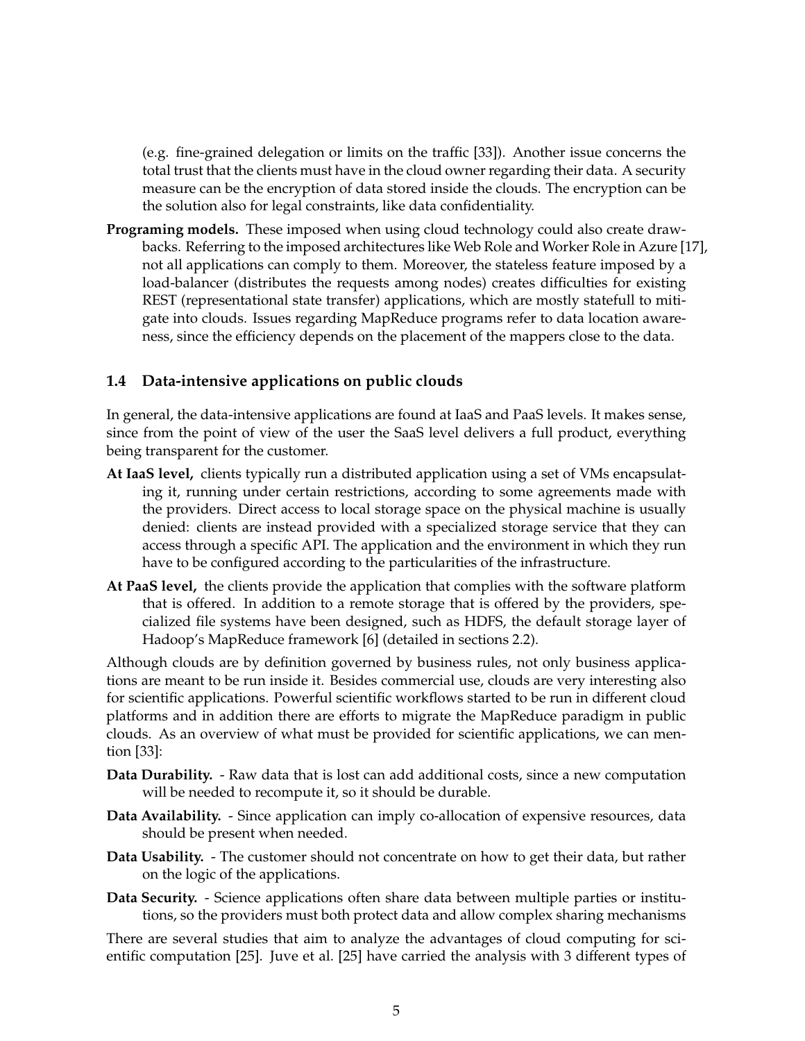(e.g. fine-grained delegation or limits on the traffic [33]). Another issue concerns the total trust that the clients must have in the cloud owner regarding their data. A security measure can be the encryption of data stored inside the clouds. The encryption can be the solution also for legal constraints, like data confidentiality.

**Programing models.** These imposed when using cloud technology could also create drawbacks. Referring to the imposed architectures like Web Role and Worker Role in Azure [17], not all applications can comply to them. Moreover, the stateless feature imposed by a load-balancer (distributes the requests among nodes) creates difficulties for existing REST (representational state transfer) applications, which are mostly statefull to mitigate into clouds. Issues regarding MapReduce programs refer to data location awareness, since the efficiency depends on the placement of the mappers close to the data.

### 1.4 Data-intensive applications on public clouds

In general, the data-intensive applications are found at IaaS and PaaS levels. It makes sense, since from the point of view of the user the SaaS level delivers a full product, everything being transparent for the customer.

**At IaaS level,** clients typically run a distributed application using a set of VMs encapsulating it, running under certain restrictions, according to some agreements made with the providers. Direct access to local storage space on the physical machine is usually denied: clients are instead provided with a specialized storage service that they can access through a specific API. The application and the environment in which they run have to be configured according to the particularities of the infrastructure.

**At PaaS level,** the clients provide the application that complies with the software platform that is offered. In addition to a remote storage that is offered by the providers, specialized file systems have been designed, such as HDFS, the default storage layer of Hadoop's MapReduce framework [6] (detailed in sections 2.2).

Although clouds are by definition governed by business rules, not only business applications are meant to be run inside it. Besides commercial use, clouds are very interesting also for scientific applications. Powerful scientific workflows started to be run in different cloud platforms and in addition there are efforts to migrate the MapReduce paradigm in public clouds. As an overview of what must be provided for scientific applications, we can mention [33]:

**Data Durability.** - Raw data that is lost can add additional costs, since a new computation will be needed to recompute it, so it should be durable.

**Data Availability.** - Since application can imply co-allocation of expensive resources, data should be present when needed.

**Data Usability.** - The customer should not concentrate on how to get their data, but rather on the logic of the applications.

**Data Security.** - Science applications often share data between multiple parties or institutions, so the providers must both protect data and allow complex sharing mechanisms

There are several studies that aim to analyze the advantages of cloud computing for scientific computation [25]. Juve et al. [25] have carried the analysis with 3 different types of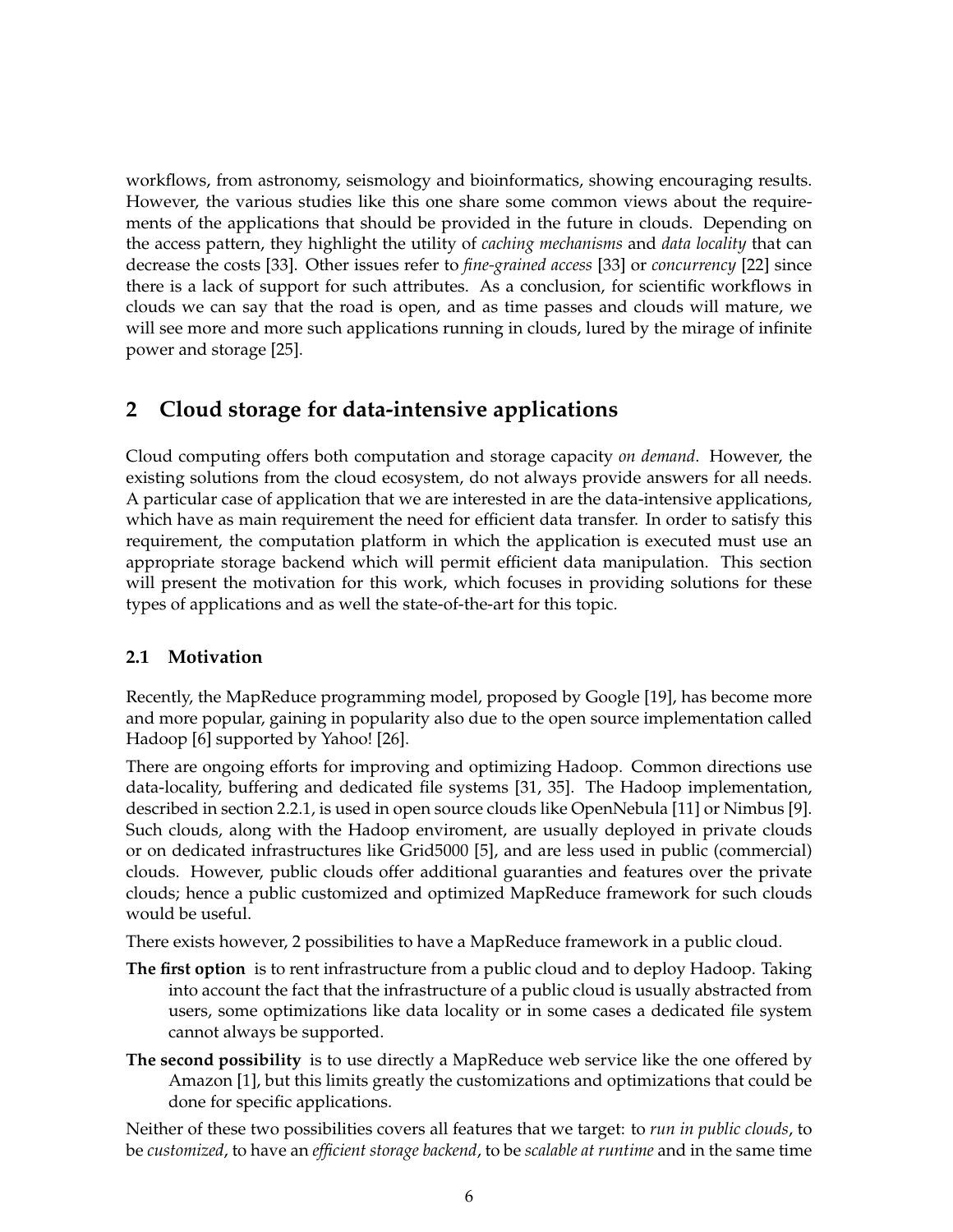workflows, from astronomy, seismology and bioinformatics, showing encouraging results. However, the various studies like this one share some common views about the requirements of the applications that should be provided in the future in clouds. Depending on the access pattern, they highlight the utility of *caching mechanisms* and *data locality* that can decrease the costs [33]. Other issues refer to *fine-grained access* [33] or *concurrency* [22] since there is a lack of support for such attributes. As a conclusion, for scientific workflows in clouds we can say that the road is open, and as time passes and clouds will mature, we will see more and more such applications running in clouds, lured by the mirage of infinite power and storage [25].

## 2 Cloud storage for data-intensive applications

Cloud computing offers both computation and storage capacity *on demand*. However, the existing solutions from the cloud ecosystem, do not always provide answers for all needs. A particular case of application that we are interested in are the data-intensive applications, which have as main requirement the need for efficient data transfer. In order to satisfy this requirement, the computation platform in which the application is executed must use an appropriate storage backend which will permit efficient data manipulation. This section will present the motivation for this work, which focuses in providing solutions for these types of applications and as well the state-of-the-art for this topic.

### 2.1 Motivation

Recently, the MapReduce programming model, proposed by Google [19], has become more and more popular, gaining in popularity also due to the open source implementation called Hadoop [6] supported by Yahoo! [26].

There are ongoing efforts for improving and optimizing Hadoop. Common directions use data-locality, buffering and dedicated file systems [31, 35]. The Hadoop implementation, described in section 2.2.1, is used in open source clouds like OpenNebula [11] or Nimbus [9]. Such clouds, along with the Hadoop enviroment, are usually deployed in private clouds or on dedicated infrastructures like Grid5000 [5], and are less used in public (commercial) clouds. However, public clouds offer additional guaranties and features over the private clouds; hence a public customized and optimized MapReduce framework for such clouds would be useful.

There exists however, 2 possibilities to have a MapReduce framework in a public cloud.

**The first option** is to rent infrastructure from a public cloud and to deploy Hadoop. Taking into account the fact that the infrastructure of a public cloud is usually abstracted from users, some optimizations like data locality or in some cases a dedicated file system cannot always be supported.

**The second possibility** is to use directly a MapReduce web service like the one offered by Amazon [1], but this limits greatly the customizations and optimizations that could be done for specific applications.

Neither of these two possibilities covers all features that we target: to *run in public clouds*, to be *customized*, to have an *efficient storage backend*, to be *scalable at runtime* and in the same time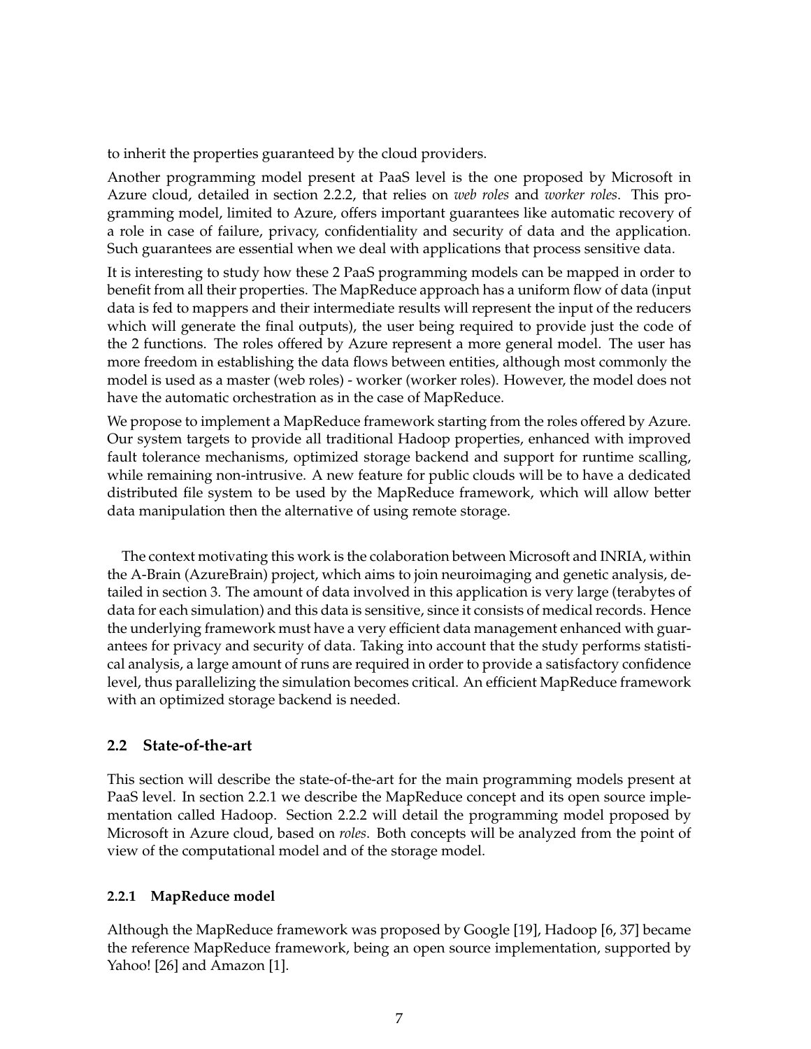to inherit the properties guaranteed by the cloud providers.

Another programming model present at PaaS level is the one proposed by Microsoft in Azure cloud, detailed in section 2.2.2, that relies on *web roles* and *worker roles*. This programming model, limited to Azure, offers important guarantees like automatic recovery of a role in case of failure, privacy, confidentiality and security of data and the application. Such guarantees are essential when we deal with applications that process sensitive data.

It is interesting to study how these 2 PaaS programming models can be mapped in order to benefit from all their properties. The MapReduce approach has a uniform flow of data (input data is fed to mappers and their intermediate results will represent the input of the reducers which will generate the final outputs), the user being required to provide just the code of the 2 functions. The roles offered by Azure represent a more general model. The user has more freedom in establishing the data flows between entities, although most commonly the model is used as a master (web roles) - worker (worker roles). However, the model does not have the automatic orchestration as in the case of MapReduce.

We propose to implement a MapReduce framework starting from the roles offered by Azure. Our system targets to provide all traditional Hadoop properties, enhanced with improved fault tolerance mechanisms, optimized storage backend and support for runtime scalling, while remaining non-intrusive. A new feature for public clouds will be to have a dedicated distributed file system to be used by the MapReduce framework, which will allow better data manipulation then the alternative of using remote storage.

The context motivating this work is the colaboration between Microsoft and INRIA, within the A-Brain (AzureBrain) project, which aims to join neuroimaging and genetic analysis, detailed in section 3. The amount of data involved in this application is very large (terabytes of data for each simulation) and this data is sensitive, since it consists of medical records. Hence the underlying framework must have a very efficient data management enhanced with guarantees for privacy and security of data. Taking into account that the study performs statistical analysis, a large amount of runs are required in order to provide a satisfactory confidence level, thus parallelizing the simulation becomes critical. An efficient MapReduce framework with an optimized storage backend is needed.

## 2.2 State-of-the-art

This section will describe the state-of-the-art for the main programming models present at PaaS level. In section 2.2.1 we describe the MapReduce concept and its open source implementation called Hadoop. Section 2.2.2 will detail the programming model proposed by Microsoft in Azure cloud, based on *roles*. Both concepts will be analyzed from the point of view of the computational model and of the storage model.

### 2.2.1 MapReduce model

Although the MapReduce framework was proposed by Google [19], Hadoop [6, 37] became the reference MapReduce framework, being an open source implementation, supported by Yahoo! [26] and Amazon [1].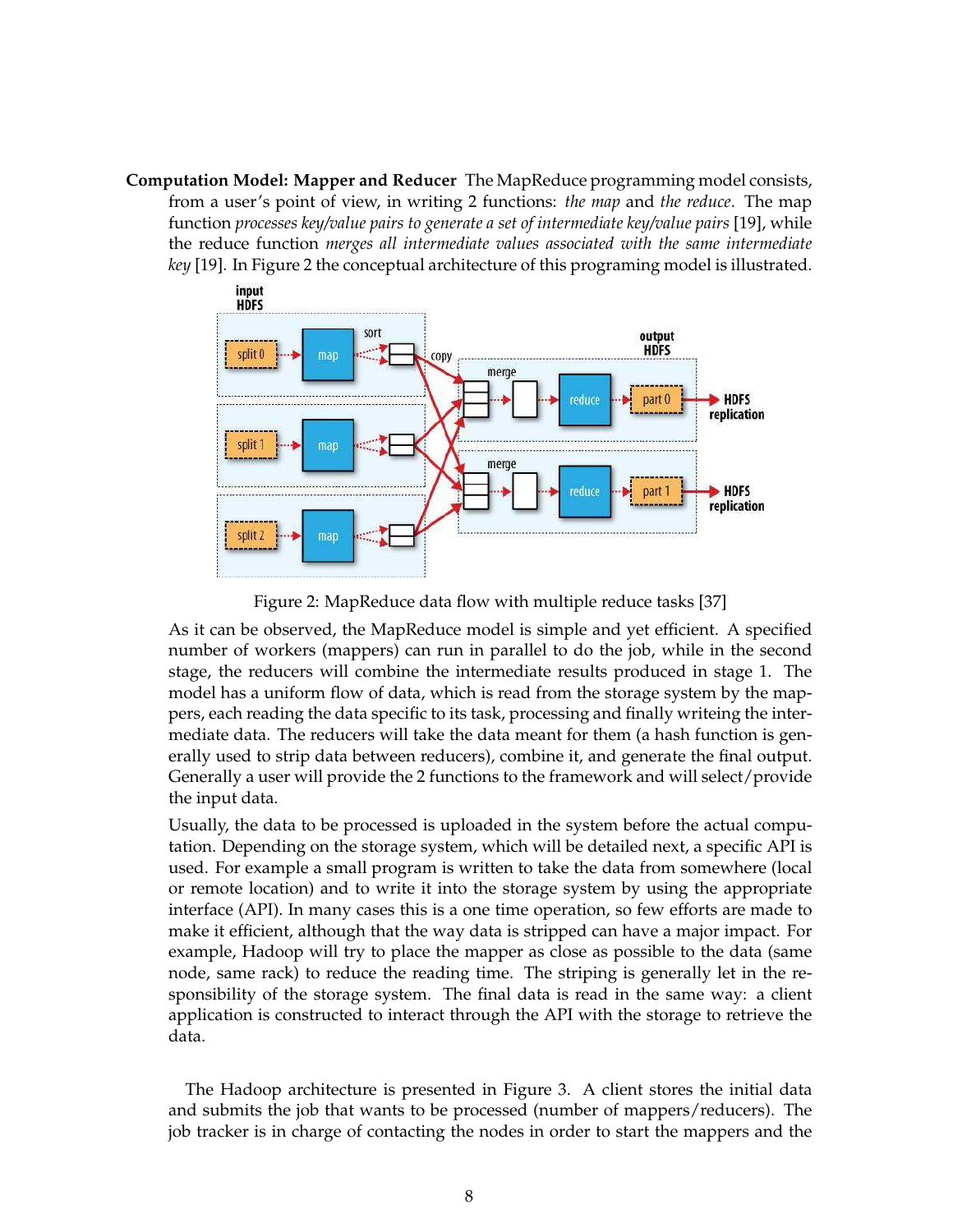**Computation Model: Mapper and Reducer** The MapReduce programming model consists, from a user's point of view, in writing 2 functions: *the map* and *the reduce*. The map function *processes key/value pairs to generate a set of intermediate key/value pairs* [19], while the reduce function *merges all intermediate values associated with the same intermediate key* [19]. In Figure 2 the conceptual architecture of this programing model is illustrated.

Figure 2: MapReduce data flow with multiple reduce tasks [37]

As it can be observed, the MapReduce model is simple and yet efficient. A specified number of workers (mappers) can run in parallel to do the job, while in the second stage, the reducers will combine the intermediate results produced in stage 1. The model has a uniform flow of data, which is read from the storage system by the mappers, each reading the data specific to its task, processing and finally writeing the intermediate data. The reducers will take the data meant for them (a hash function is generally used to strip data between reducers), combine it, and generate the final output. Generally a user will provide the 2 functions to the framework and will select/provide the input data.

Usually, the data to be processed is uploaded in the system before the actual computation. Depending on the storage system, which will be detailed next, a specific API is used. For example a small program is written to take the data from somewhere (local or remote location) and to write it into the storage system by using the appropriate interface (API). In many cases this is a one time operation, so few efforts are made to make it efficient, although that the way data is stripped can have a major impact. For example, Hadoop will try to place the mapper as close as possible to the data (same node, same rack) to reduce the reading time. The striping is generally let in the responsibility of the storage system. The final data is read in the same way: a client application is constructed to interact through the API with the storage to retrieve the data.

The Hadoop architecture is presented in Figure 3. A client stores the initial data and submits the job that wants to be processed (number of mappers/reducers). The job tracker is in charge of contacting the nodes in order to start the mappers and the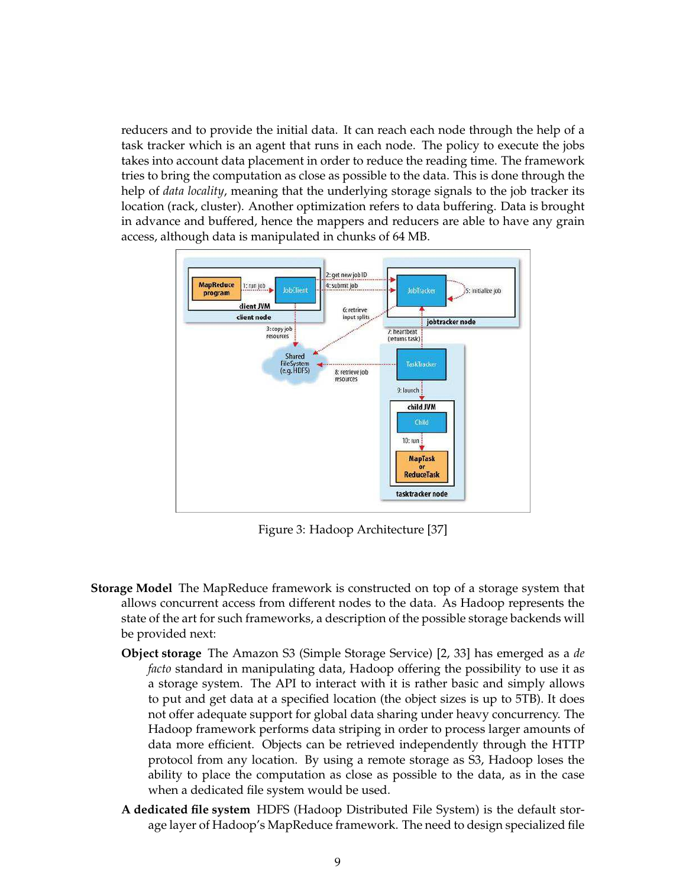reducers and to provide the initial data. It can reach each node through the help of a task tracker which is an agent that runs in each node. The policy to execute the jobs takes into account data placement in order to reduce the reading time. The framework tries to bring the computation as close as possible to the data. This is done through the help of *data locality*, meaning that the underlying storage signals to the job tracker its location (rack, cluster). Another optimization refers to data buffering. Data is brought in advance and buffered, hence the mappers and reducers are able to have any grain access, although data is manipulated in chunks of 64 MB.

Figure 3: Hadoop Architecture [37]

**Storage Model** The MapReduce framework is constructed on top of a storage system that allows concurrent access from different nodes to the data. As Hadoop represents the state of the art for such frameworks, a description of the possible storage backends will be provided next:

**Object storage** The Amazon S3 (Simple Storage Service) [2, 33] has emerged as a *de facto* standard in manipulating data, Hadoop offering the possibility to use it as a storage system. The API to interact with it is rather basic and simply allows to put and get data at a specified location (the object sizes is up to 5TB). It does not offer adequate support for global data sharing under heavy concurrency. The Hadoop framework performs data striping in order to process larger amounts of data more efficient. Objects can be retrieved independently through the HTTP protocol from any location. By using a remote storage as S3, Hadoop loses the ability to place the computation as close as possible to the data, as in the case when a dedicated file system would be used.

**A dedicated file system** HDFS (Hadoop Distributed File System) is the default storage layer of Hadoop's MapReduce framework. The need to design specialized file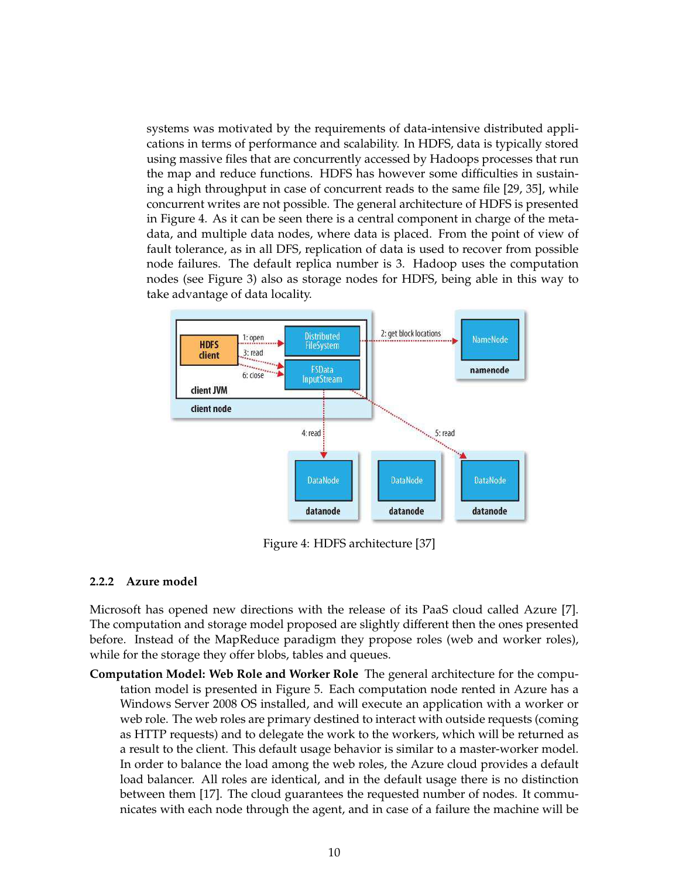systems was motivated by the requirements of data-intensive distributed applications in terms of performance and scalability. In HDFS, data is typically stored using massive files that are concurrently accessed by Hadoops processes that run the map and reduce functions. HDFS has however some difficulties in sustaining a high throughput in case of concurrent reads to the same file [29, 35], while concurrent writes are not possible. The general architecture of HDFS is presented in Figure 4. As it can be seen there is a central component in charge of the meta-data, and multiple data nodes, where data is placed. From the point of view of fault tolerance, as in all DFS, replication of data is used to recover from possible node failures. The default replica number is 3. Hadoop uses the computation nodes (see Figure 3) also as storage nodes for HDFS, being able in this way to take advantage of data locality.

Figure 4: HDFS architecture [37]

### 2.2.2 Azure model

Microsoft has opened new directions with the release of its PaaS cloud called Azure [7]. The computation and storage model proposed are slightly different then the ones presented before. Instead of the MapReduce paradigm they propose roles (web and worker roles), while for the storage they offer blobs, tables and queues.

**Computation Model: Web Role and Worker Role** The general architecture for the computation model is presented in Figure 5. Each computation node rented in Azure has a Windows Server 2008 OS installed, and will execute an application with a worker or web role. The web roles are primary destined to interact with outside requests (coming as HTTP requests) and to delegate the work to the workers, which will be returned as a result to the client. This default usage behavior is similar to a master-worker model. In order to balance the load among the web roles, the Azure cloud provides a default load balancer. All roles are identical, and in the default usage there is no distinction between them [17]. The cloud guarantees the requested number of nodes. It communicates with each node through the agent, and in case of a failure the machine will be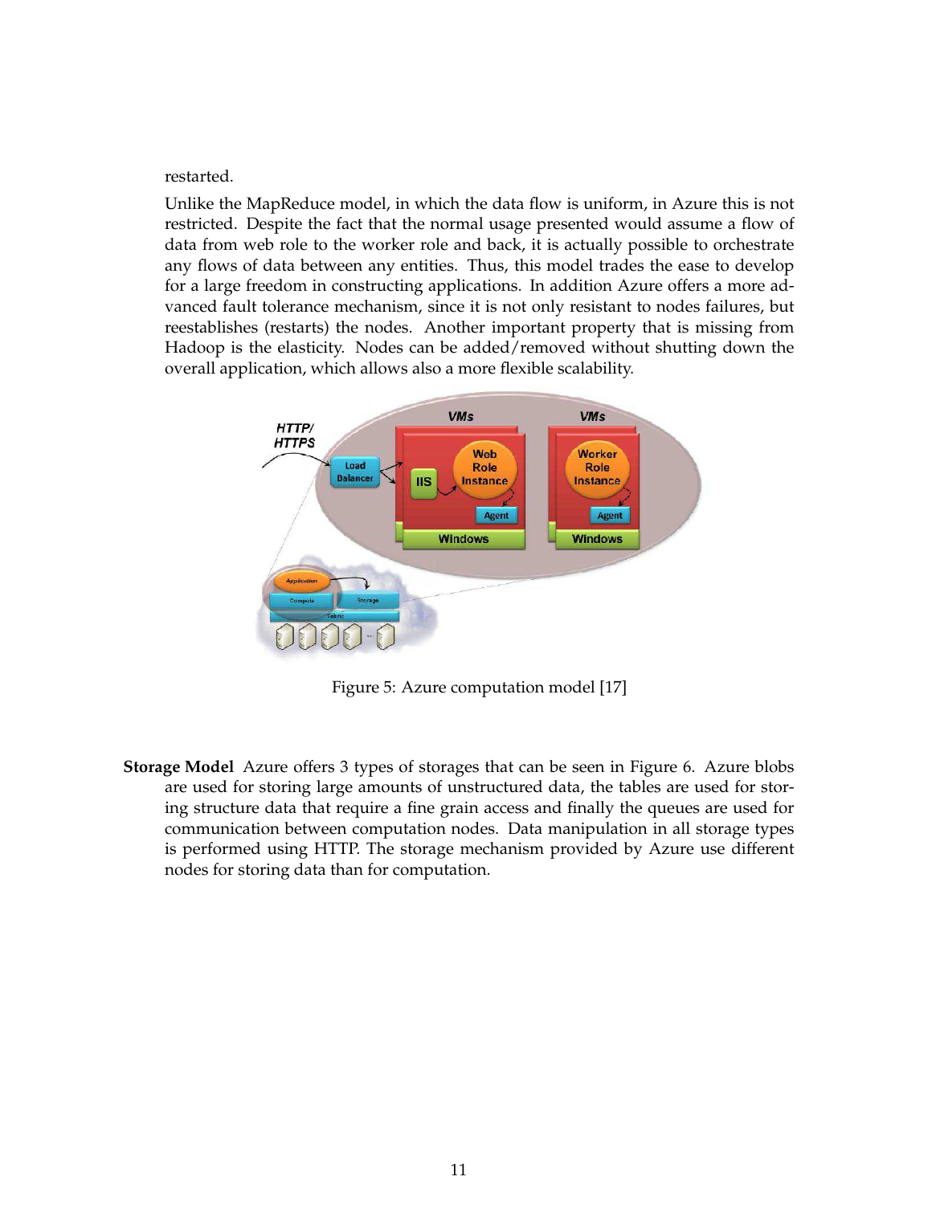restarted.

Unlike the MapReduce model, in which the data flow is uniform, in Azure this is not restricted. Despite the fact that the normal usage presented would assume a flow of data from web role to the worker role and back, it is actually possible to orchestrate any flows of data between any entities. Thus, this model trades the ease to develop for a large freedom in constructing applications. In addition Azure offers a more advanced fault tolerance mechanism, since it is not only resistant to nodes failures, but reestablishes (restarts) the nodes. Another important property that is missing from Hadoop is the elasticity. Nodes can be added/removed without shutting down the overall application, which allows also a more flexible scalability.

Figure 5: Azure computation model [17]

**Storage Model** Azure offers 3 types of storages that can be seen in Figure 6. Azure blobs are used for storing large amounts of unstructured data, the tables are used for storing structure data that require a fine grain access and finally the queues are used for communication between computation nodes. Data manipulation in all storage types is performed using HTTP. The storage mechanism provided by Azure use different nodes for storing data than for computation.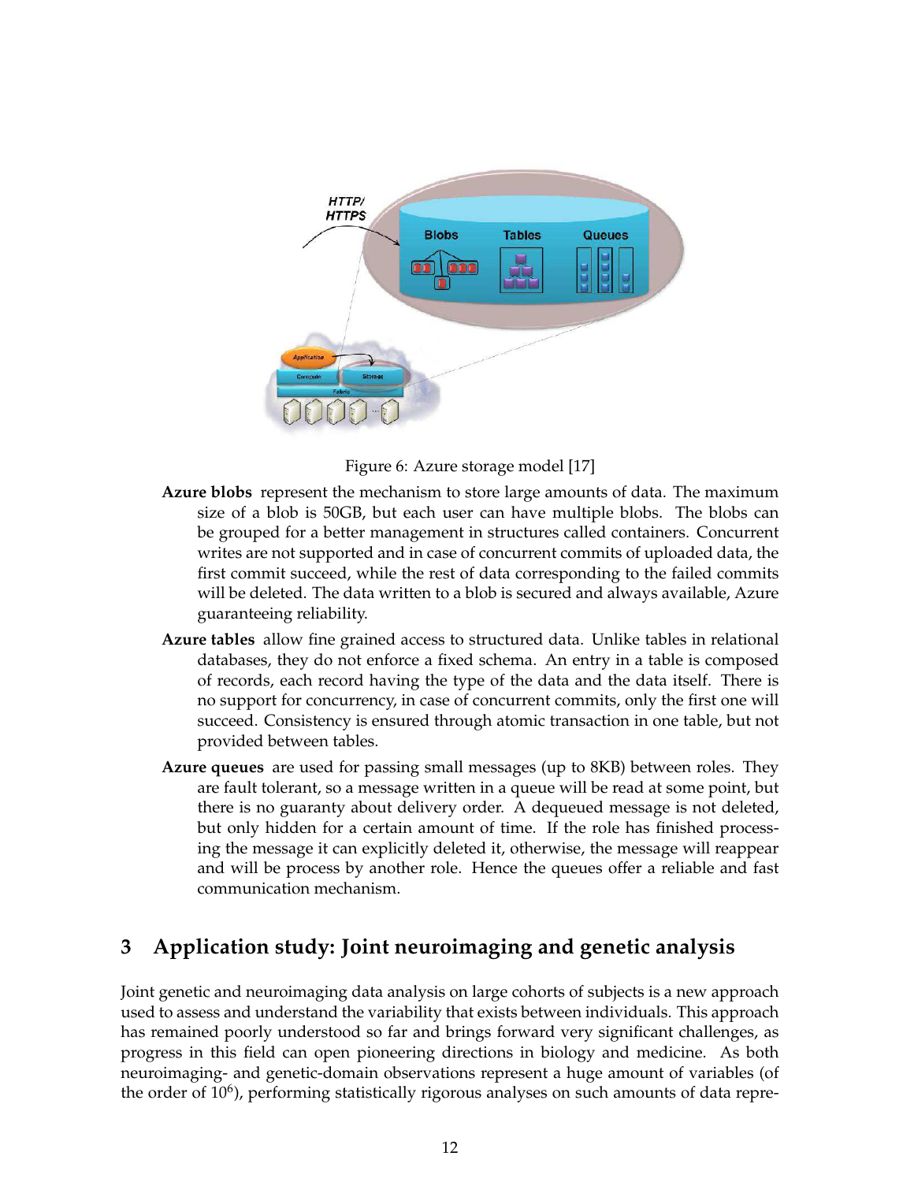Figure 6: Azure storage model [17]

**Azure blobs** represent the mechanism to store large amounts of data. The maximum size of a blob is 50GB, but each user can have multiple blobs. The blobs can be grouped for a better management in structures called containers. Concurrent writes are not supported and in case of concurrent commits of uploaded data, the first commit succeed, while the rest of data corresponding to the failed commits will be deleted. The data written to a blob is secured and always available, Azure guaranteeing reliability.

**Azure tables** allow fine grained access to structured data. Unlike tables in relational databases, they do not enforce a fixed schema. An entry in a table is composed of records, each record having the type of the data and the data itself. There is no support for concurrency, in case of concurrent commits, only the first one will succeed. Consistency is ensured through atomic transaction in one table, but not provided between tables.

**Azure queues** are used for passing small messages (up to 8KB) between roles. They are fault tolerant, so a message written in a queue will be read at some point, but there is no guaranty about delivery order. A dequeued message is not deleted, but only hidden for a certain amount of time. If the role has finished processing the message it can explicitly deleted it, otherwise, the message will reappear and will be process by another role. Hence the queues offer a reliable and fast communication mechanism.

## 3 Application study: Joint neuroimaging and genetic analysis

Joint genetic and neuroimaging data analysis on large cohorts of subjects is a new approach used to assess and understand the variability that exists between individuals. This approach has remained poorly understood so far and brings forward very significant challenges, as progress in this field can open pioneering directions in biology and medicine. As both neuroimaging- and genetic-domain observations represent a huge amount of variables (of the order of $10^6$), performing statistically rigorous analyses on such amounts of data repre-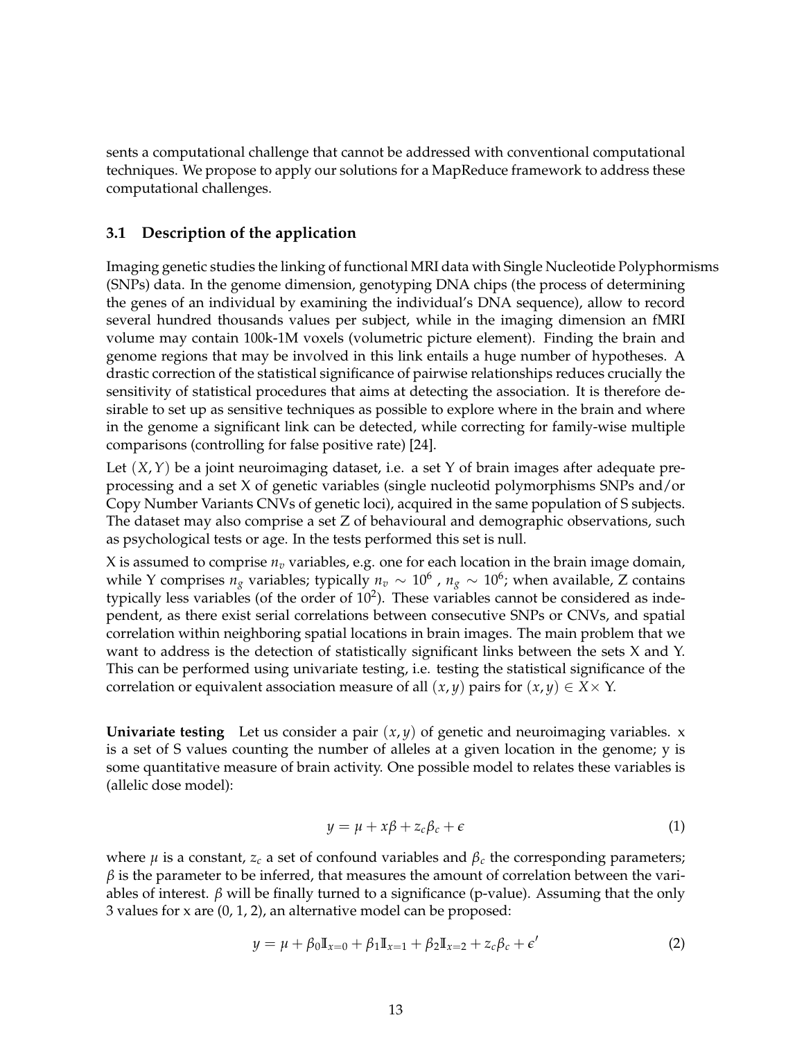sents a computational challenge that cannot be addressed with conventional computational techniques. We propose to apply our solutions for a MapReduce framework to address these computational challenges.

### 3.1 Description of the application

Imaging genetic studies the linking of functional MRI data with Single Nucleotide Polyphormisms (SNPs) data. In the genome dimension, genotyping DNA chips (the process of determining the genes of an individual by examining the individual's DNA sequence), allow to record several hundred thousands values per subject, while in the imaging dimension an fMRI volume may contain 100k-1M voxels (volumetric picture element). Finding the brain and genome regions that may be involved in this link entails a huge number of hypotheses. A drastic correction of the statistical significance of pairwise relationships reduces crucially the sensitivity of statistical procedures that aims at detecting the association. It is therefore desirable to set up as sensitive techniques as possible to explore where in the brain and where in the genome a significant link can be detected, while correcting for family-wise multiple comparisons (controlling for false positive rate) [24].

Let $(X, Y)$ be a joint neuroimaging dataset, i.e. a set Y of brain images after adequate preprocessing and a set X of genetic variables (single nucleotid polymorphisms SNPs and/or Copy Number Variants CNVs of genetic loci), acquired in the same population of S subjects. The dataset may also comprise a set Z of behavioural and demographic observations, such as psychological tests or age. In the tests performed this set is null.

X is assumed to comprise $n_v$ variables, e.g. one for each location in the brain image domain, while Y comprises $n_g$ variables; typically $n_v \sim 10^6$ , $n_g \sim 10^6$; when available, Z contains typically less variables (of the order of $10^2$). These variables cannot be considered as independent, as there exist serial correlations between consecutive SNPs or CNVs, and spatial correlation within neighboring spatial locations in brain images. The main problem that we want to address is the detection of statistically significant links between the sets X and Y. This can be performed using univariate testing, i.e. testing the statistical significance of the correlation or equivalent association measure of all $(x, y)$ pairs for $(x, y) \in X \times$ Y.

**Univariate testing** Let us consider a pair $(x, y)$ of genetic and neuroimaging variables. x is a set of S values counting the number of alleles at a given location in the genome; y is some quantitative measure of brain activity. One possible model to relates these variables is (allelic dose model):

$$y = \mu + x\beta + z_c\beta_c + \epsilon \tag{1}$$

where $\mu$ is a constant, $z_c$ a set of confound variables and $\beta_c$ the corresponding parameters; $\beta$ is the parameter to be inferred, that measures the amount of correlation between the variables of interest. $\beta$ will be finally turned to a significance (p-value). Assuming that the only 3 values for x are (0, 1, 2), an alternative model can be proposed:

$$y = \mu + \beta_0 \mathbb{I}_{x=0} + \beta_1 \mathbb{I}_{x=1} + \beta_2 \mathbb{I}_{x=2} + z_c\beta_c + \epsilon' \tag{2}$$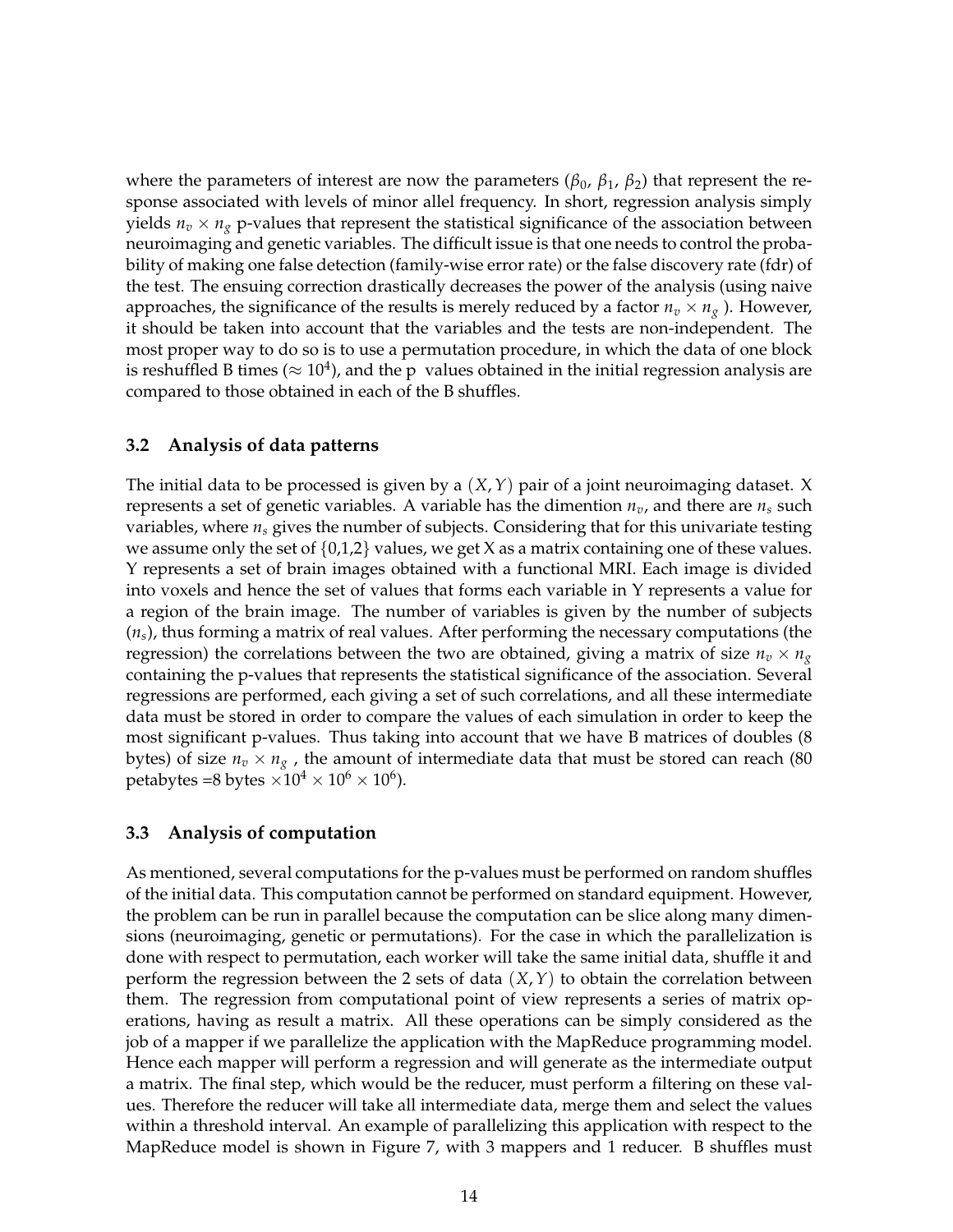where the parameters of interest are now the parameters ($\beta_0$, $\beta_1$, $\beta_2$) that represent the response associated with levels of minor allel frequency. In short, regression analysis simply yields $n_v \times n_g$ p-values that represent the statistical significance of the association between neuroimaging and genetic variables. The difficult issue is that one needs to control the probability of making one false detection (family-wise error rate) or the false discovery rate (fdr) of the test. The ensuing correction drastically decreases the power of the analysis (using naive approaches, the significance of the results is merely reduced by a factor $n_v \times n_g$ ). However, it should be taken into account that the variables and the tests are non-independent. The most proper way to do so is to use a permutation procedure, in which the data of one block is reshuffled B times ($\approx 10^4$), and the p values obtained in the initial regression analysis are compared to those obtained in each of the B shuffles.

### 3.2 Analysis of data patterns

The initial data to be processed is given by a $(X, Y)$ pair of a joint neuroimaging dataset. X represents a set of genetic variables. A variable has the dimention $n_v$, and there are $n_s$ such variables, where $n_s$ gives the number of subjects. Considering that for this univariate testing we assume only the set of {0,1,2} values, we get X as a matrix containing one of these values. Y represents a set of brain images obtained with a functional MRI. Each image is divided into voxels and hence the set of values that forms each variable in Y represents a value for a region of the brain image. The number of variables is given by the number of subjects ($n_s$), thus forming a matrix of real values. After performing the necessary computations (the regression) the correlations between the two are obtained, giving a matrix of size $n_v \times n_g$ containing the p-values that represents the statistical significance of the association. Several regressions are performed, each giving a set of such correlations, and all these intermediate data must be stored in order to compare the values of each simulation in order to keep the most significant p-values. Thus taking into account that we have B matrices of doubles (8 bytes) of size $n_v \times n_g$ , the amount of intermediate data that must be stored can reach (80 petabytes =8 bytes $\times 10^4 \times 10^6 \times 10^6$).

### 3.3 Analysis of computation

As mentioned, several computations for the p-values must be performed on random shuffles of the initial data. This computation cannot be performed on standard equipment. However, the problem can be run in parallel because the computation can be slice along many dimensions (neuroimaging, genetic or permutations). For the case in which the parallelization is done with respect to permutation, each worker will take the same initial data, shuffle it and perform the regression between the 2 sets of data $(X, Y)$ to obtain the correlation between them. The regression from computational point of view represents a series of matrix operations, having as result a matrix. All these operations can be simply considered as the job of a mapper if we parallelize the application with the MapReduce programming model. Hence each mapper will perform a regression and will generate as the intermediate output a matrix. The final step, which would be the reducer, must perform a filtering on these values. Therefore the reducer will take all intermediate data, merge them and select the values within a threshold interval. An example of parallelizing this application with respect to the MapReduce model is shown in Figure 7, with 3 mappers and 1 reducer. B shuffles must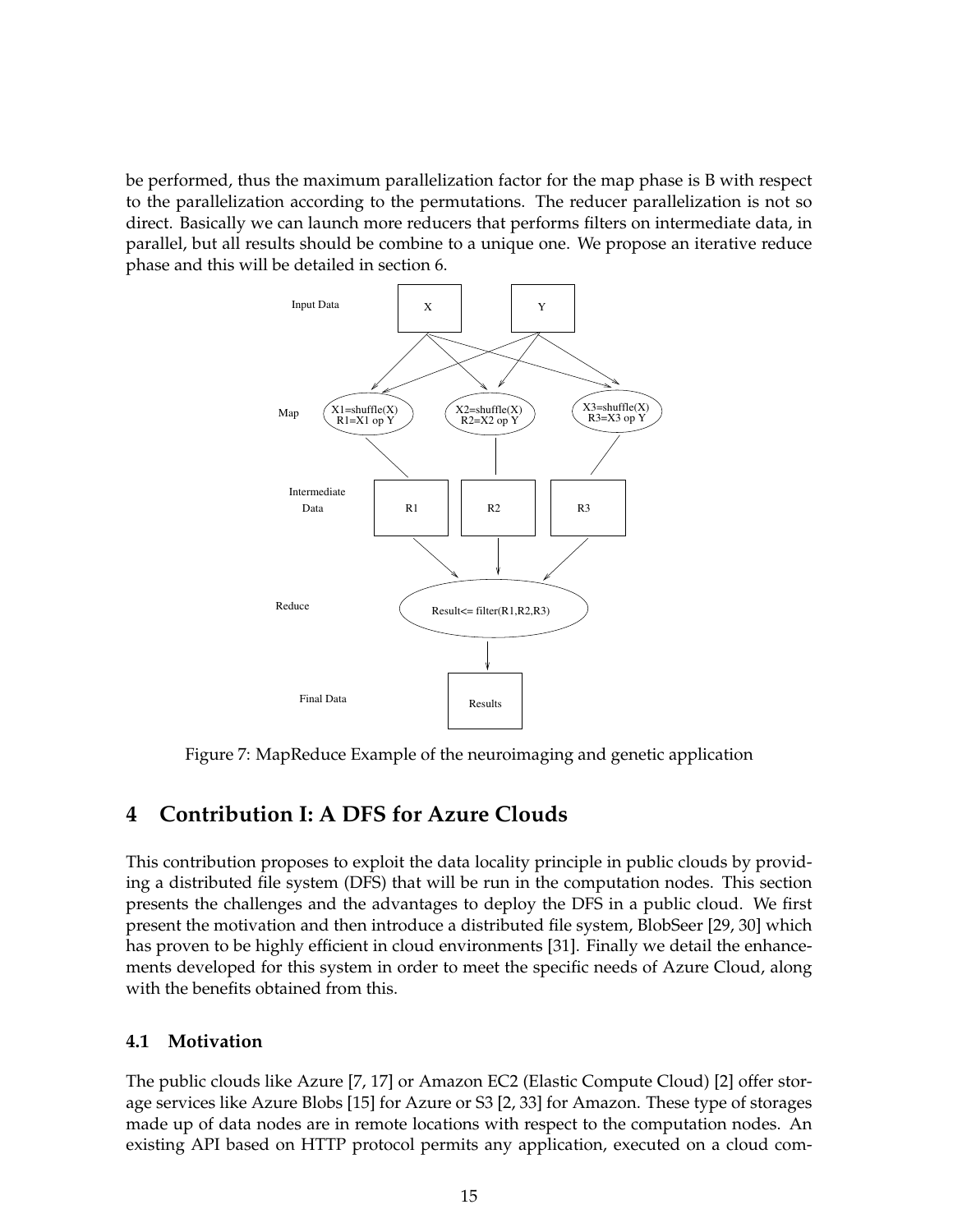be performed, thus the maximum parallelization factor for the map phase is B with respect to the parallelization according to the permutations. The reducer parallelization is not so direct. Basically we can launch more reducers that performs filters on intermediate data, in parallel, but all results should be combine to a unique one. We propose an iterative reduce phase and this will be detailed in section 6.

Figure 7: MapReduce Example of the neuroimaging and genetic application

## 4 Contribution I: A DFS for Azure Clouds

This contribution proposes to exploit the data locality principle in public clouds by providing a distributed file system (DFS) that will be run in the computation nodes. This section presents the challenges and the advantages to deploy the DFS in a public cloud. We first present the motivation and then introduce a distributed file system, BlobSeer [29, 30] which has proven to be highly efficient in cloud environments [31]. Finally we detail the enhancements developed for this system in order to meet the specific needs of Azure Cloud, along with the benefits obtained from this.

### 4.1 Motivation

The public clouds like Azure [7, 17] or Amazon EC2 (Elastic Compute Cloud) [2] offer storage services like Azure Blobs [15] for Azure or S3 [2, 33] for Amazon. These type of storages made up of data nodes are in remote locations with respect to the computation nodes. An existing API based on HTTP protocol permits any application, executed on a cloud com-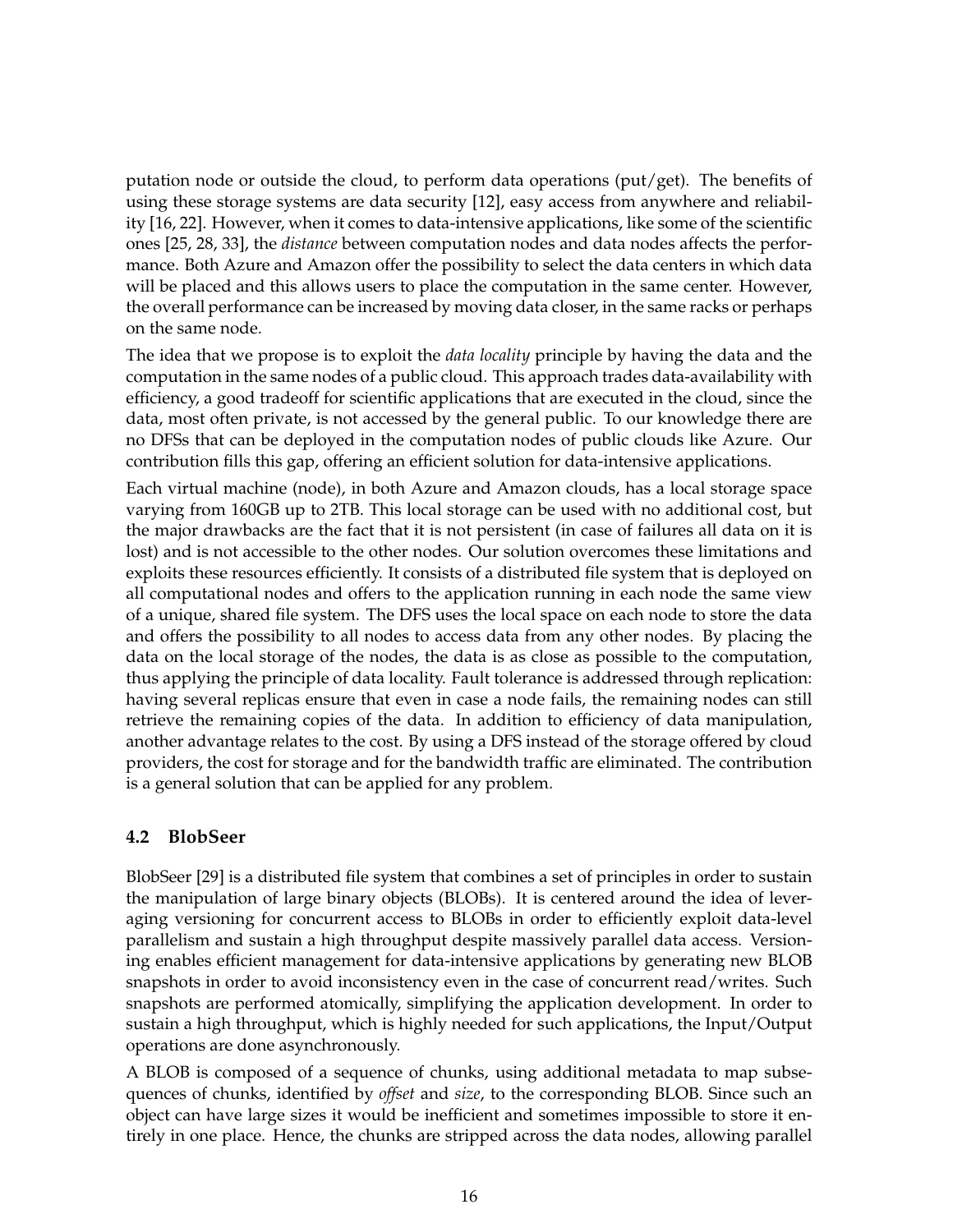putation node or outside the cloud, to perform data operations (put/get). The benefits of using these storage systems are data security [12], easy access from anywhere and reliability [16, 22]. However, when it comes to data-intensive applications, like some of the scientific ones [25, 28, 33], the *distance* between computation nodes and data nodes affects the performance. Both Azure and Amazon offer the possibility to select the data centers in which data will be placed and this allows users to place the computation in the same center. However, the overall performance can be increased by moving data closer, in the same racks or perhaps on the same node.

The idea that we propose is to exploit the *data locality* principle by having the data and the computation in the same nodes of a public cloud. This approach trades data-availability with efficiency, a good tradeoff for scientific applications that are executed in the cloud, since the data, most often private, is not accessed by the general public. To our knowledge there are no DFSs that can be deployed in the computation nodes of public clouds like Azure. Our contribution fills this gap, offering an efficient solution for data-intensive applications.

Each virtual machine (node), in both Azure and Amazon clouds, has a local storage space varying from 160GB up to 2TB. This local storage can be used with no additional cost, but the major drawbacks are the fact that it is not persistent (in case of failures all data on it is lost) and is not accessible to the other nodes. Our solution overcomes these limitations and exploits these resources efficiently. It consists of a distributed file system that is deployed on all computational nodes and offers to the application running in each node the same view of a unique, shared file system. The DFS uses the local space on each node to store the data and offers the possibility to all nodes to access data from any other nodes. By placing the data on the local storage of the nodes, the data is as close as possible to the computation, thus applying the principle of data locality. Fault tolerance is addressed through replication: having several replicas ensure that even in case a node fails, the remaining nodes can still retrieve the remaining copies of the data. In addition to efficiency of data manipulation, another advantage relates to the cost. By using a DFS instead of the storage offered by cloud providers, the cost for storage and for the bandwidth traffic are eliminated. The contribution is a general solution that can be applied for any problem.

### 4.2 BlobSeer

BlobSeer [29] is a distributed file system that combines a set of principles in order to sustain the manipulation of large binary objects (BLOBs). It is centered around the idea of leveraging versioning for concurrent access to BLOBs in order to efficiently exploit data-level parallelism and sustain a high throughput despite massively parallel data access. Versioning enables efficient management for data-intensive applications by generating new BLOB snapshots in order to avoid inconsistency even in the case of concurrent read/writes. Such snapshots are performed atomically, simplifying the application development. In order to sustain a high throughput, which is highly needed for such applications, the Input/Output operations are done asynchronously.

A BLOB is composed of a sequence of chunks, using additional metadata to map subsequences of chunks, identified by *offset* and *size*, to the corresponding BLOB. Since such an object can have large sizes it would be inefficient and sometimes impossible to store it entirely in one place. Hence, the chunks are stripped across the data nodes, allowing parallel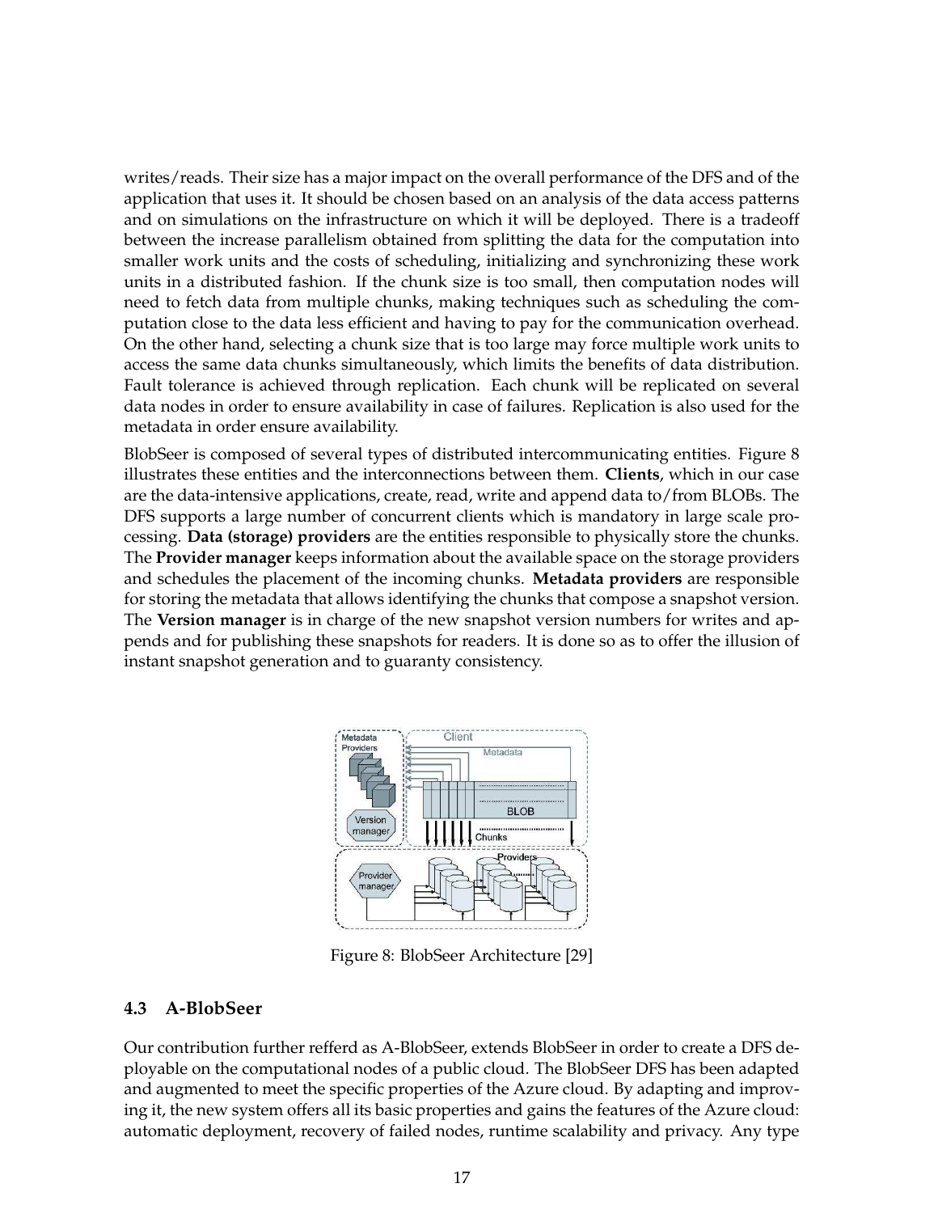writes/reads. Their size has a major impact on the overall performance of the DFS and of the application that uses it. It should be chosen based on an analysis of the data access patterns and on simulations on the infrastructure on which it will be deployed. There is a tradeoff between the increase parallelism obtained from splitting the data for the computation into smaller work units and the costs of scheduling, initializing and synchronizing these work units in a distributed fashion. If the chunk size is too small, then computation nodes will need to fetch data from multiple chunks, making techniques such as scheduling the computation close to the data less efficient and having to pay for the communication overhead. On the other hand, selecting a chunk size that is too large may force multiple work units to access the same data chunks simultaneously, which limits the benefits of data distribution. Fault tolerance is achieved through replication. Each chunk will be replicated on several data nodes in order to ensure availability in case of failures. Replication is also used for the metadata in order ensure availability.

BlobSeer is composed of several types of distributed intercommunicating entities. Figure 8 illustrates these entities and the interconnections between them. **Clients**, which in our case are the data-intensive applications, create, read, write and append data to/from BLOBs. The DFS supports a large number of concurrent clients which is mandatory in large scale processing. **Data (storage) providers** are the entities responsible to physically store the chunks. The **Provider manager** keeps information about the available space on the storage providers and schedules the placement of the incoming chunks. **Metadata providers** are responsible for storing the metadata that allows identifying the chunks that compose a snapshot version. The **Version manager** is in charge of the new snapshot version numbers for writes and appends and for publishing these snapshots for readers. It is done so as to offer the illusion of instant snapshot generation and to guaranty consistency.

Figure 8: BlobSeer Architecture [29]

### 4.3 A-BlobSeer

Our contribution further refferd as A-BlobSeer, extends BlobSeer in order to create a DFS deployable on the computational nodes of a public cloud. The BlobSeer DFS has been adapted and augmented to meet the specific properties of the Azure cloud. By adapting and improving it, the new system offers all its basic properties and gains the features of the Azure cloud: automatic deployment, recovery of failed nodes, runtime scalability and privacy. Any type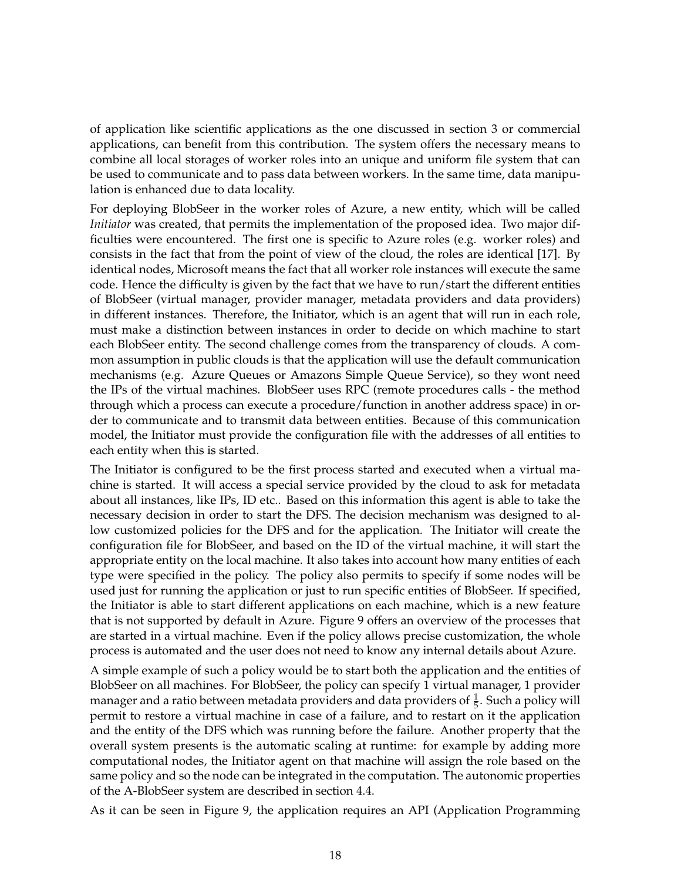of application like scientific applications as the one discussed in section 3 or commercial applications, can benefit from this contribution. The system offers the necessary means to combine all local storages of worker roles into an unique and uniform file system that can be used to communicate and to pass data between workers. In the same time, data manipulation is enhanced due to data locality.

For deploying BlobSeer in the worker roles of Azure, a new entity, which will be called *Initiator* was created, that permits the implementation of the proposed idea. Two major difficulties were encountered. The first one is specific to Azure roles (e.g. worker roles) and consists in the fact that from the point of view of the cloud, the roles are identical [17]. By identical nodes, Microsoft means the fact that all worker role instances will execute the same code. Hence the difficulty is given by the fact that we have to run/start the different entities of BlobSeer (virtual manager, provider manager, metadata providers and data providers) in different instances. Therefore, the Initiator, which is an agent that will run in each role, must make a distinction between instances in order to decide on which machine to start each BlobSeer entity. The second challenge comes from the transparency of clouds. A common assumption in public clouds is that the application will use the default communication mechanisms (e.g. Azure Queues or Amazons Simple Queue Service), so they wont need the IPs of the virtual machines. BlobSeer uses RPC (remote procedures calls - the method through which a process can execute a procedure/function in another address space) in order to communicate and to transmit data between entities. Because of this communication model, the Initiator must provide the configuration file with the addresses of all entities to each entity when this is started.

The Initiator is configured to be the first process started and executed when a virtual machine is started. It will access a special service provided by the cloud to ask for metadata about all instances, like IPs, ID etc.. Based on this information this agent is able to take the necessary decision in order to start the DFS. The decision mechanism was designed to allow customized policies for the DFS and for the application. The Initiator will create the configuration file for BlobSeer, and based on the ID of the virtual machine, it will start the appropriate entity on the local machine. It also takes into account how many entities of each type were specified in the policy. The policy also permits to specify if some nodes will be used just for running the application or just to run specific entities of BlobSeer. If specified, the Initiator is able to start different applications on each machine, which is a new feature that is not supported by default in Azure. Figure 9 offers an overview of the processes that are started in a virtual machine. Even if the policy allows precise customization, the whole process is automated and the user does not need to know any internal details about Azure.

A simple example of such a policy would be to start both the application and the entities of BlobSeer on all machines. For BlobSeer, the policy can specify 1 virtual manager, 1 provider manager and a ratio between metadata providers and data providers of $\frac{1}{5}$. Such a policy will permit to restore a virtual machine in case of a failure, and to restart on it the application and the entity of the DFS which was running before the failure. Another property that the overall system presents is the automatic scaling at runtime: for example by adding more computational nodes, the Initiator agent on that machine will assign the role based on the same policy and so the node can be integrated in the computation. The autonomic properties of the A-BlobSeer system are described in section 4.4.

As it can be seen in Figure 9, the application requires an API (Application Programming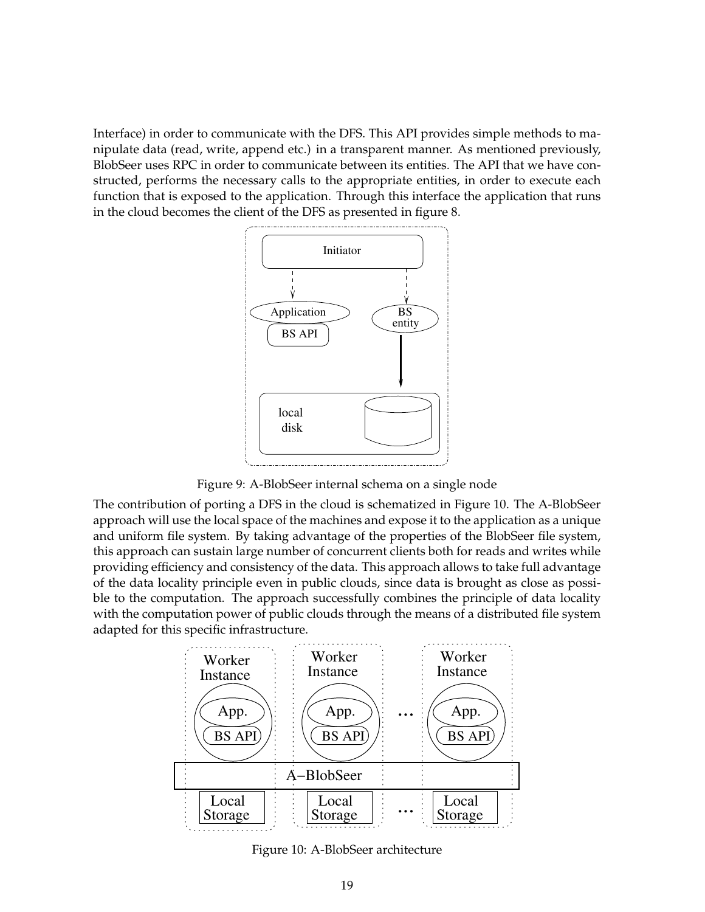Interface) in order to communicate with the DFS. This API provides simple methods to manipulate data (read, write, append etc.) in a transparent manner. As mentioned previously, BlobSeer uses RPC in order to communicate between its entities. The API that we have constructed, performs the necessary calls to the appropriate entities, in order to execute each function that is exposed to the application. Through this interface the application that runs in the cloud becomes the client of the DFS as presented in figure 8.

Figure 9: A-BlobSeer internal schema on a single node

The contribution of porting a DFS in the cloud is schematized in Figure 10. The A-BlobSeer approach will use the local space of the machines and expose it to the application as a unique and uniform file system. By taking advantage of the properties of the BlobSeer file system, this approach can sustain large number of concurrent clients both for reads and writes while providing efficiency and consistency of the data. This approach allows to take full advantage of the data locality principle even in public clouds, since data is brought as close as possible to the computation. The approach successfully combines the principle of data locality with the computation power of public clouds through the means of a distributed file system adapted for this specific infrastructure.

Figure 10: A-BlobSeer architecture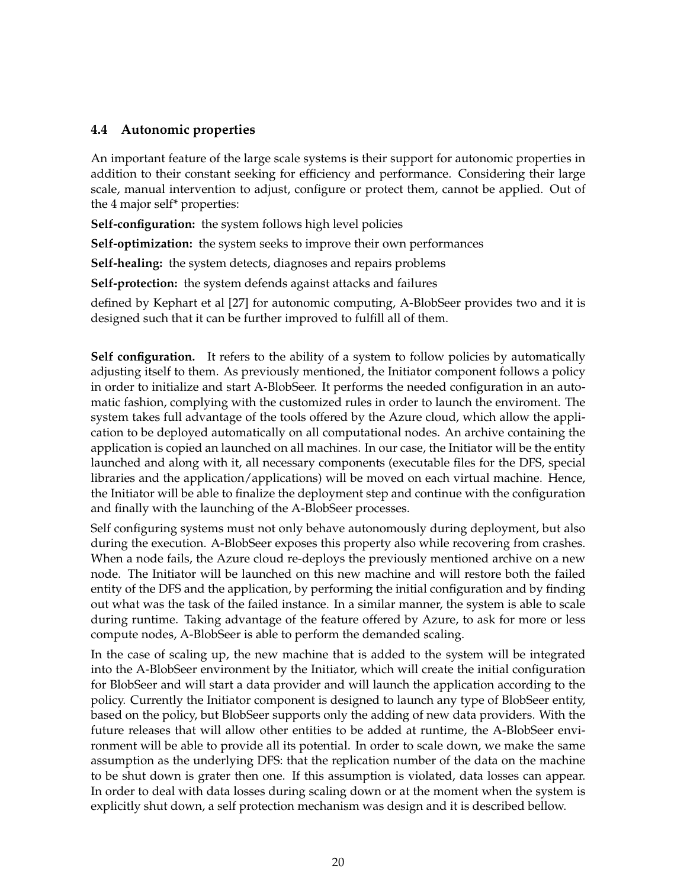### 4.4 Autonomic properties

An important feature of the large scale systems is their support for autonomic properties in addition to their constant seeking for efficiency and performance. Considering their large scale, manual intervention to adjust, configure or protect them, cannot be applied. Out of the 4 major self* properties:

**Self-configuration:** the system follows high level policies

**Self-optimization:** the system seeks to improve their own performances

**Self-healing:** the system detects, diagnoses and repairs problems

**Self-protection:** the system defends against attacks and failures

defined by Kephart et al [27] for autonomic computing, A-BlobSeer provides two and it is designed such that it can be further improved to fulfill all of them.

**Self configuration.** It refers to the ability of a system to follow policies by automatically adjusting itself to them. As previously mentioned, the Initiator component follows a policy in order to initialize and start A-BlobSeer. It performs the needed configuration in an automatic fashion, complying with the customized rules in order to launch the enviroment. The system takes full advantage of the tools offered by the Azure cloud, which allow the application to be deployed automatically on all computational nodes. An archive containing the application is copied an launched on all machines. In our case, the Initiator will be the entity launched and along with it, all necessary components (executable files for the DFS, special libraries and the application/applications) will be moved on each virtual machine. Hence, the Initiator will be able to finalize the deployment step and continue with the configuration and finally with the launching of the A-BlobSeer processes.

Self configuring systems must not only behave autonomously during deployment, but also during the execution. A-BlobSeer exposes this property also while recovering from crashes. When a node fails, the Azure cloud re-deploys the previously mentioned archive on a new node. The Initiator will be launched on this new machine and will restore both the failed entity of the DFS and the application, by performing the initial configuration and by finding out what was the task of the failed instance. In a similar manner, the system is able to scale during runtime. Taking advantage of the feature offered by Azure, to ask for more or less compute nodes, A-BlobSeer is able to perform the demanded scaling.

In the case of scaling up, the new machine that is added to the system will be integrated into the A-BlobSeer environment by the Initiator, which will create the initial configuration for BlobSeer and will start a data provider and will launch the application according to the policy. Currently the Initiator component is designed to launch any type of BlobSeer entity, based on the policy, but BlobSeer supports only the adding of new data providers. With the future releases that will allow other entities to be added at runtime, the A-BlobSeer environment will be able to provide all its potential. In order to scale down, we make the same assumption as the underlying DFS: that the replication number of the data on the machine to be shut down is grater then one. If this assumption is violated, data losses can appear. In order to deal with data losses during scaling down or at the moment when the system is explicitly shut down, a self protection mechanism was design and it is described bellow.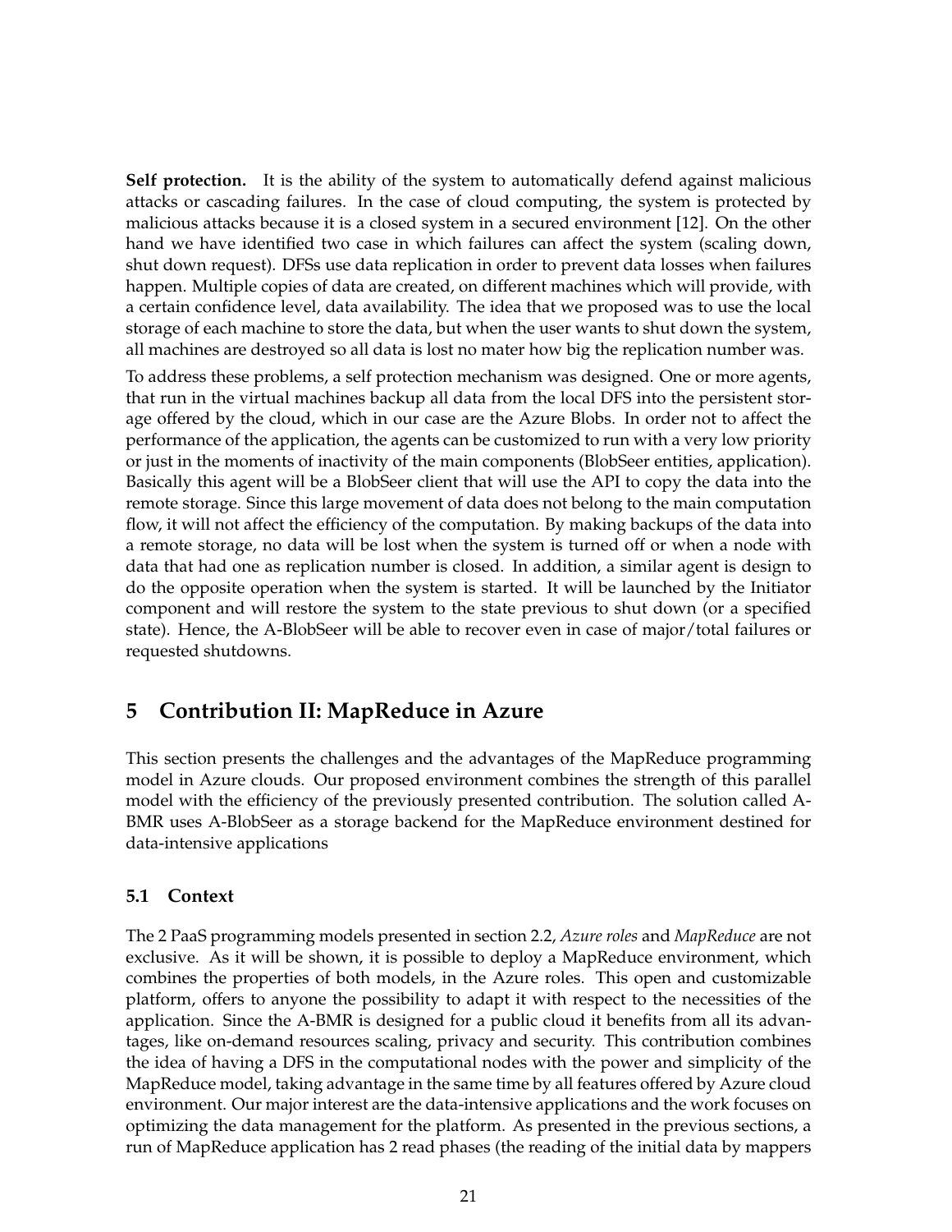**Self protection.** It is the ability of the system to automatically defend against malicious attacks or cascading failures. In the case of cloud computing, the system is protected by malicious attacks because it is a closed system in a secured environment [12]. On the other hand we have identified two case in which failures can affect the system (scaling down, shut down request). DFSs use data replication in order to prevent data losses when failures happen. Multiple copies of data are created, on different machines which will provide, with a certain confidence level, data availability. The idea that we proposed was to use the local storage of each machine to store the data, but when the user wants to shut down the system, all machines are destroyed so all data is lost no mater how big the replication number was.

To address these problems, a self protection mechanism was designed. One or more agents, that run in the virtual machines backup all data from the local DFS into the persistent storage offered by the cloud, which in our case are the Azure Blobs. In order not to affect the performance of the application, the agents can be customized to run with a very low priority or just in the moments of inactivity of the main components (BlobSeer entities, application). Basically this agent will be a BlobSeer client that will use the API to copy the data into the remote storage. Since this large movement of data does not belong to the main computation flow, it will not affect the efficiency of the computation. By making backups of the data into a remote storage, no data will be lost when the system is turned off or when a node with data that had one as replication number is closed. In addition, a similar agent is design to do the opposite operation when the system is started. It will be launched by the Initiator component and will restore the system to the state previous to shut down (or a specified state). Hence, the A-BlobSeer will be able to recover even in case of major/total failures or requested shutdowns.

# 5 Contribution II: MapReduce in Azure

This section presents the challenges and the advantages of the MapReduce programming model in Azure clouds. Our proposed environment combines the strength of this parallel model with the efficiency of the previously presented contribution. The solution called A-BMR uses A-BlobSeer as a storage backend for the MapReduce environment destined for data-intensive applications

## 5.1 Context

The 2 PaaS programming models presented in section 2.2, *Azure roles* and *MapReduce* are not exclusive. As it will be shown, it is possible to deploy a MapReduce environment, which combines the properties of both models, in the Azure roles. This open and customizable platform, offers to anyone the possibility to adapt it with respect to the necessities of the application. Since the A-BMR is designed for a public cloud it benefits from all its advantages, like on-demand resources scaling, privacy and security. This contribution combines the idea of having a DFS in the computational nodes with the power and simplicity of the MapReduce model, taking advantage in the same time by all features offered by Azure cloud environment. Our major interest are the data-intensive applications and the work focuses on optimizing the data management for the platform. As presented in the previous sections, a run of MapReduce application has 2 read phases (the reading of the initial data by mappers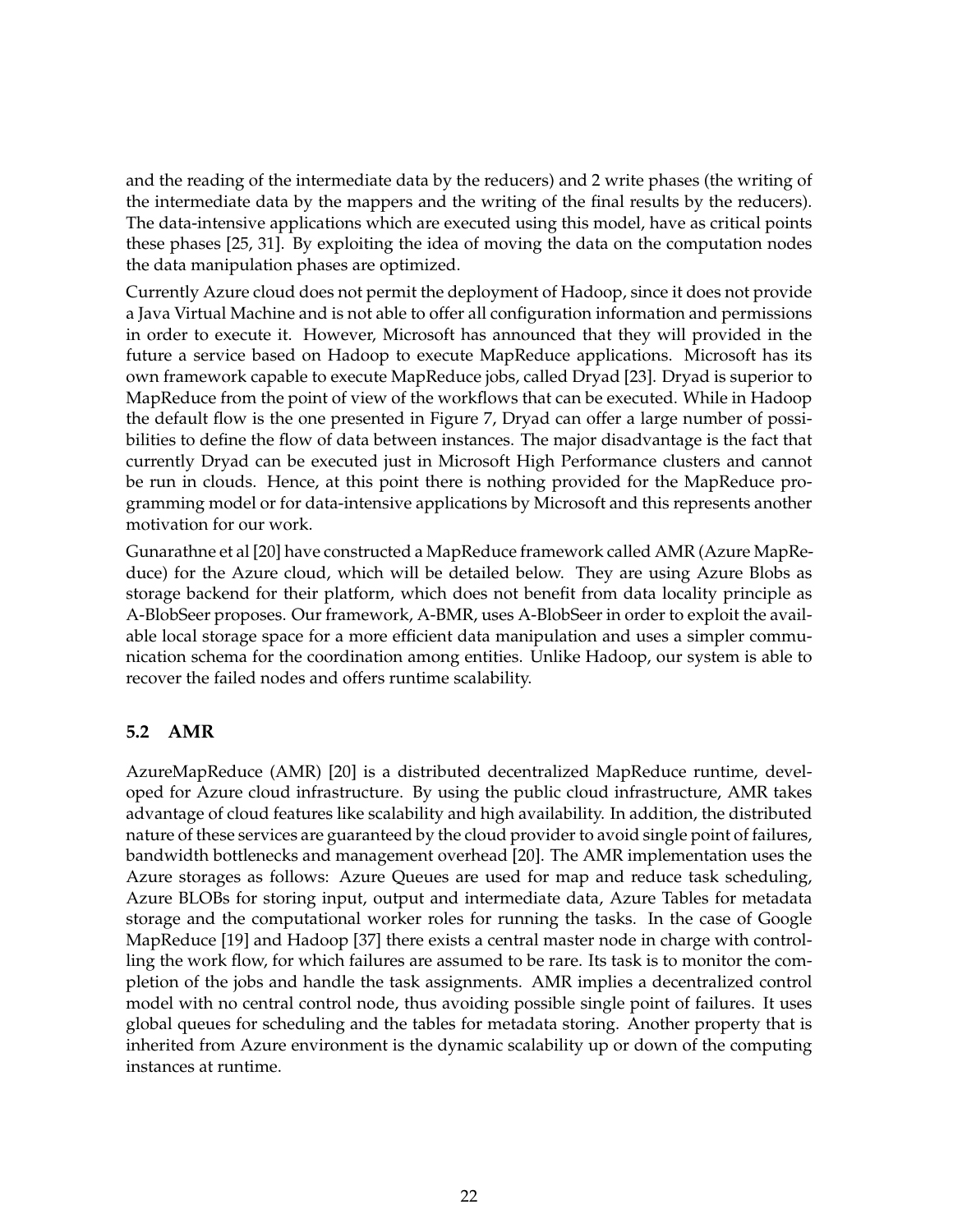and the reading of the intermediate data by the reducers) and 2 write phases (the writing of the intermediate data by the mappers and the writing of the final results by the reducers). The data-intensive applications which are executed using this model, have as critical points these phases [25, 31]. By exploiting the idea of moving the data on the computation nodes the data manipulation phases are optimized.

Currently Azure cloud does not permit the deployment of Hadoop, since it does not provide a Java Virtual Machine and is not able to offer all configuration information and permissions in order to execute it. However, Microsoft has announced that they will provided in the future a service based on Hadoop to execute MapReduce applications. Microsoft has its own framework capable to execute MapReduce jobs, called Dryad [23]. Dryad is superior to MapReduce from the point of view of the workflows that can be executed. While in Hadoop the default flow is the one presented in Figure 7, Dryad can offer a large number of possibilities to define the flow of data between instances. The major disadvantage is the fact that currently Dryad can be executed just in Microsoft High Performance clusters and cannot be run in clouds. Hence, at this point there is nothing provided for the MapReduce programming model or for data-intensive applications by Microsoft and this represents another motivation for our work.

Gunarathne et al [20] have constructed a MapReduce framework called AMR (Azure MapReduce) for the Azure cloud, which will be detailed below. They are using Azure Blobs as storage backend for their platform, which does not benefit from data locality principle as A-BlobSeer proposes. Our framework, A-BMR, uses A-BlobSeer in order to exploit the available local storage space for a more efficient data manipulation and uses a simpler communication schema for the coordination among entities. Unlike Hadoop, our system is able to recover the failed nodes and offers runtime scalability.

### 5.2 AMR

AzureMapReduce (AMR) [20] is a distributed decentralized MapReduce runtime, developed for Azure cloud infrastructure. By using the public cloud infrastructure, AMR takes advantage of cloud features like scalability and high availability. In addition, the distributed nature of these services are guaranteed by the cloud provider to avoid single point of failures, bandwidth bottlenecks and management overhead [20]. The AMR implementation uses the Azure storages as follows: Azure Queues are used for map and reduce task scheduling, Azure BLOBs for storing input, output and intermediate data, Azure Tables for metadata storage and the computational worker roles for running the tasks. In the case of Google MapReduce [19] and Hadoop [37] there exists a central master node in charge with controlling the work flow, for which failures are assumed to be rare. Its task is to monitor the completion of the jobs and handle the task assignments. AMR implies a decentralized control model with no central control node, thus avoiding possible single point of failures. It uses global queues for scheduling and the tables for metadata storing. Another property that is inherited from Azure environment is the dynamic scalability up or down of the computing instances at runtime.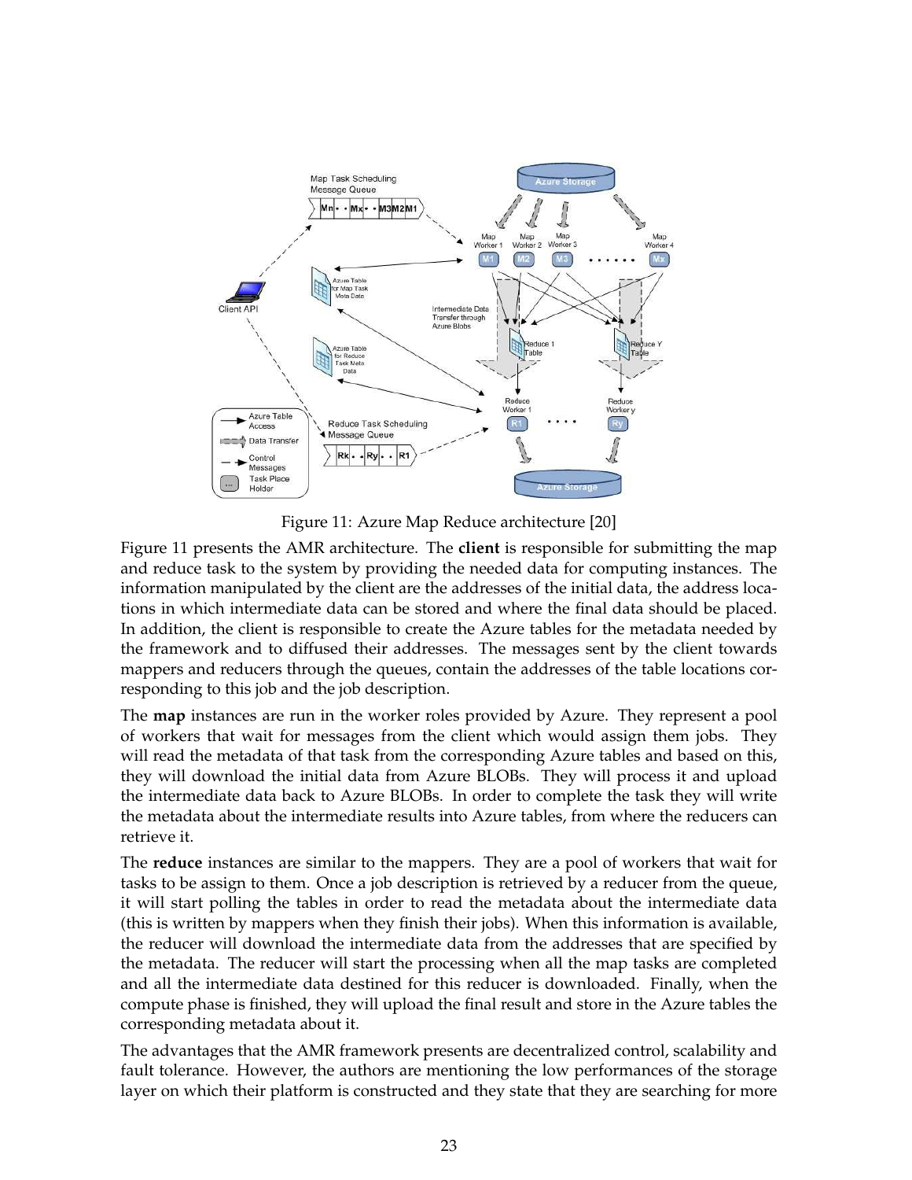Figure 11: Azure Map Reduce architecture [20]

Figure 11 presents the AMR architecture. The **client** is responsible for submitting the map and reduce task to the system by providing the needed data for computing instances. The information manipulated by the client are the addresses of the initial data, the address locations in which intermediate data can be stored and where the final data should be placed. In addition, the client is responsible to create the Azure tables for the metadata needed by the framework and to diffused their addresses. The messages sent by the client towards mappers and reducers through the queues, contain the addresses of the table locations corresponding to this job and the job description.

The **map** instances are run in the worker roles provided by Azure. They represent a pool of workers that wait for messages from the client which would assign them jobs. They will read the metadata of that task from the corresponding Azure tables and based on this, they will download the initial data from Azure BLOBs. They will process it and upload the intermediate data back to Azure BLOBs. In order to complete the task they will write the metadata about the intermediate results into Azure tables, from where the reducers can retrieve it.

The **reduce** instances are similar to the mappers. They are a pool of workers that wait for tasks to be assign to them. Once a job description is retrieved by a reducer from the queue, it will start polling the tables in order to read the metadata about the intermediate data (this is written by mappers when they finish their jobs). When this information is available, the reducer will download the intermediate data from the addresses that are specified by the metadata. The reducer will start the processing when all the map tasks are completed and all the intermediate data destined for this reducer is downloaded. Finally, when the compute phase is finished, they will upload the final result and store in the Azure tables the corresponding metadata about it.

The advantages that the AMR framework presents are decentralized control, scalability and fault tolerance. However, the authors are mentioning the low performances of the storage layer on which their platform is constructed and they state that they are searching for more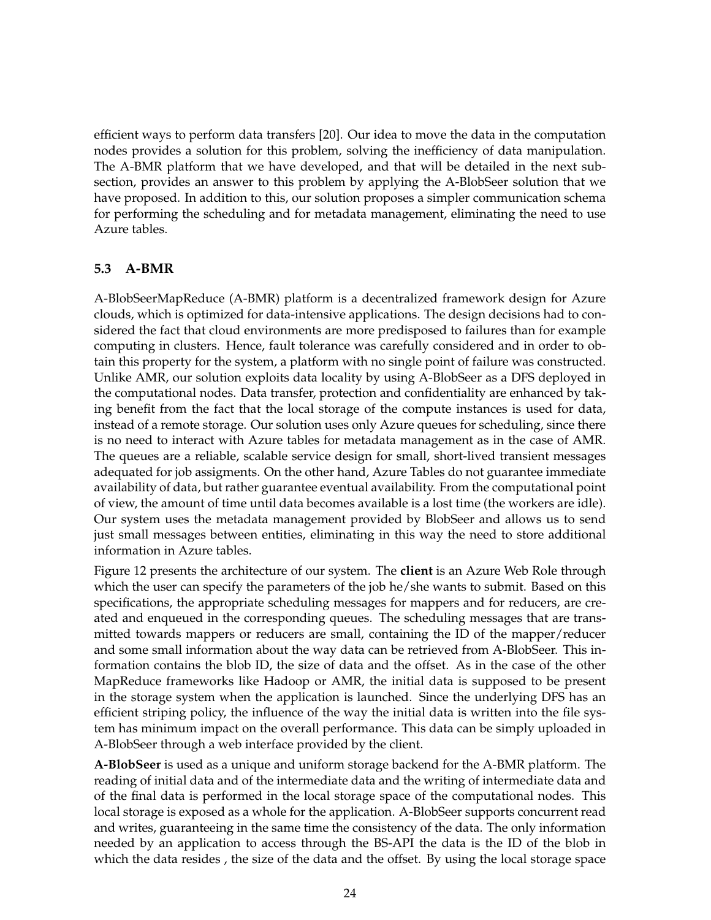efficient ways to perform data transfers [20]. Our idea to move the data in the computation nodes provides a solution for this problem, solving the inefficiency of data manipulation. The A-BMR platform that we have developed, and that will be detailed in the next subsection, provides an answer to this problem by applying the A-BlobSeer solution that we have proposed. In addition to this, our solution proposes a simpler communication schema for performing the scheduling and for metadata management, eliminating the need to use Azure tables.

### 5.3 A-BMR

A-BlobSeerMapReduce (A-BMR) platform is a decentralized framework design for Azure clouds, which is optimized for data-intensive applications. The design decisions had to considered the fact that cloud environments are more predisposed to failures than for example computing in clusters. Hence, fault tolerance was carefully considered and in order to obtain this property for the system, a platform with no single point of failure was constructed. Unlike AMR, our solution exploits data locality by using A-BlobSeer as a DFS deployed in the computational nodes. Data transfer, protection and confidentiality are enhanced by taking benefit from the fact that the local storage of the compute instances is used for data, instead of a remote storage. Our solution uses only Azure queues for scheduling, since there is no need to interact with Azure tables for metadata management as in the case of AMR. The queues are a reliable, scalable service design for small, short-lived transient messages adequated for job assigments. On the other hand, Azure Tables do not guarantee immediate availability of data, but rather guarantee eventual availability. From the computational point of view, the amount of time until data becomes available is a lost time (the workers are idle). Our system uses the metadata management provided by BlobSeer and allows us to send just small messages between entities, eliminating in this way the need to store additional information in Azure tables.

Figure 12 presents the architecture of our system. The **client** is an Azure Web Role through which the user can specify the parameters of the job he/she wants to submit. Based on this specifications, the appropriate scheduling messages for mappers and for reducers, are created and enqueued in the corresponding queues. The scheduling messages that are transmitted towards mappers or reducers are small, containing the ID of the mapper/reducer and some small information about the way data can be retrieved from A-BlobSeer. This information contains the blob ID, the size of data and the offset. As in the case of the other MapReduce frameworks like Hadoop or AMR, the initial data is supposed to be present in the storage system when the application is launched. Since the underlying DFS has an efficient striping policy, the influence of the way the initial data is written into the file system has minimum impact on the overall performance. This data can be simply uploaded in A-BlobSeer through a web interface provided by the client.

**A-BlobSeer** is used as a unique and uniform storage backend for the A-BMR platform. The reading of initial data and of the intermediate data and the writing of intermediate data and of the final data is performed in the local storage space of the computational nodes. This local storage is exposed as a whole for the application. A-BlobSeer supports concurrent read and writes, guaranteeing in the same time the consistency of the data. The only information needed by an application to access through the BS-API the data is the ID of the blob in which the data resides , the size of the data and the offset. By using the local storage space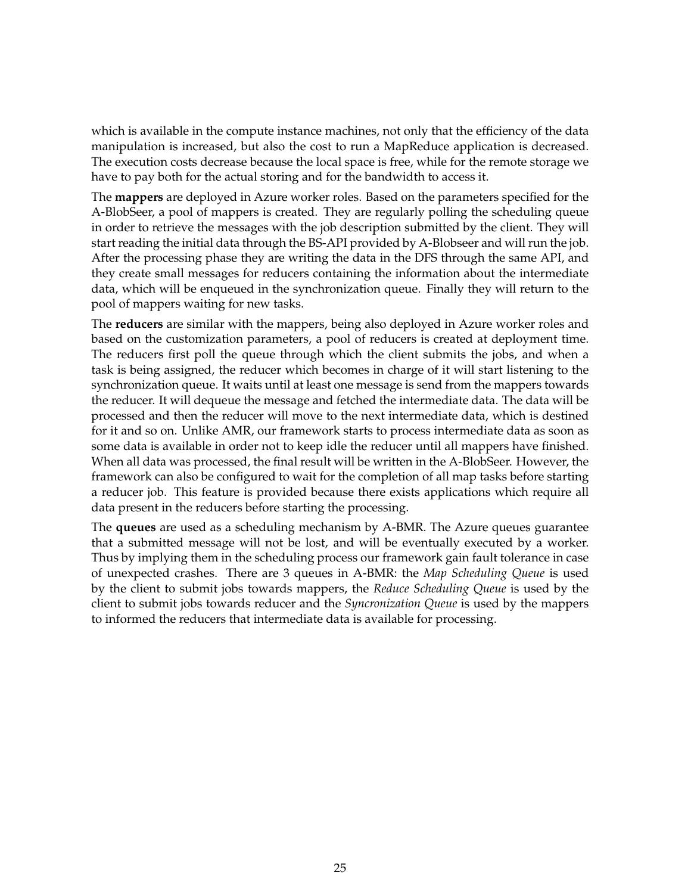which is available in the compute instance machines, not only that the efficiency of the data manipulation is increased, but also the cost to run a MapReduce application is decreased. The execution costs decrease because the local space is free, while for the remote storage we have to pay both for the actual storing and for the bandwidth to access it.

The **mappers** are deployed in Azure worker roles. Based on the parameters specified for the A-BlobSeer, a pool of mappers is created. They are regularly polling the scheduling queue in order to retrieve the messages with the job description submitted by the client. They will start reading the initial data through the BS-API provided by A-Blobseer and will run the job. After the processing phase they are writing the data in the DFS through the same API, and they create small messages for reducers containing the information about the intermediate data, which will be enqueued in the synchronization queue. Finally they will return to the pool of mappers waiting for new tasks.

The **reducers** are similar with the mappers, being also deployed in Azure worker roles and based on the customization parameters, a pool of reducers is created at deployment time. The reducers first poll the queue through which the client submits the jobs, and when a task is being assigned, the reducer which becomes in charge of it will start listening to the synchronization queue. It waits until at least one message is send from the mappers towards the reducer. It will dequeue the message and fetched the intermediate data. The data will be processed and then the reducer will move to the next intermediate data, which is destined for it and so on. Unlike AMR, our framework starts to process intermediate data as soon as some data is available in order not to keep idle the reducer until all mappers have finished. When all data was processed, the final result will be written in the A-BlobSeer. However, the framework can also be configured to wait for the completion of all map tasks before starting a reducer job. This feature is provided because there exists applications which require all data present in the reducers before starting the processing.

The **queues** are used as a scheduling mechanism by A-BMR. The Azure queues guarantee that a submitted message will not be lost, and will be eventually executed by a worker. Thus by implying them in the scheduling process our framework gain fault tolerance in case of unexpected crashes. There are 3 queues in A-BMR: the *Map Scheduling Queue* is used by the client to submit jobs towards mappers, the *Reduce Scheduling Queue* is used by the client to submit jobs towards reducer and the *Syncronization Queue* is used by the mappers to informed the reducers that intermediate data is available for processing.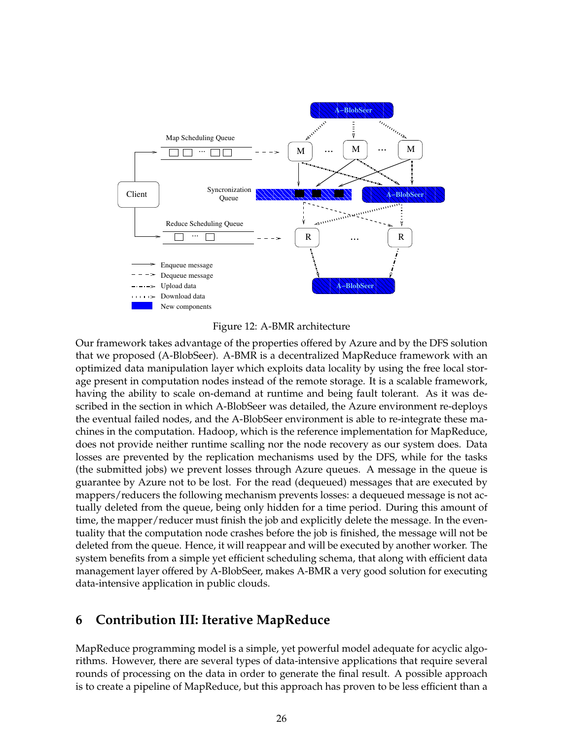Figure 12: A-BMR architecture

Our framework takes advantage of the properties offered by Azure and by the DFS solution that we proposed (A-BlobSeer). A-BMR is a decentralized MapReduce framework with an optimized data manipulation layer which exploits data locality by using the free local storage present in computation nodes instead of the remote storage. It is a scalable framework, having the ability to scale on-demand at runtime and being fault tolerant. As it was described in the section in which A-BlobSeer was detailed, the Azure environment re-deploys the eventual failed nodes, and the A-BlobSeer environment is able to re-integrate these machines in the computation. Hadoop, which is the reference implementation for MapReduce, does not provide neither runtime scalling nor the node recovery as our system does. Data losses are prevented by the replication mechanisms used by the DFS, while for the tasks (the submitted jobs) we prevent losses through Azure queues. A message in the queue is guarantee by Azure not to be lost. For the read (dequeued) messages that are executed by mappers/reducers the following mechanism prevents losses: a dequeued message is not actually deleted from the queue, being only hidden for a time period. During this amount of time, the mapper/reducer must finish the job and explicitly delete the message. In the eventuality that the computation node crashes before the job is finished, the message will not be deleted from the queue. Hence, it will reappear and will be executed by another worker. The system benefits from a simple yet efficient scheduling schema, that along with efficient data management layer offered by A-BlobSeer, makes A-BMR a very good solution for executing data-intensive application in public clouds.

## 6 Contribution III: Iterative MapReduce

MapReduce programming model is a simple, yet powerful model adequate for acyclic algorithms. However, there are several types of data-intensive applications that require several rounds of processing on the data in order to generate the final result. A possible approach is to create a pipeline of MapReduce, but this approach has proven to be less efficient than a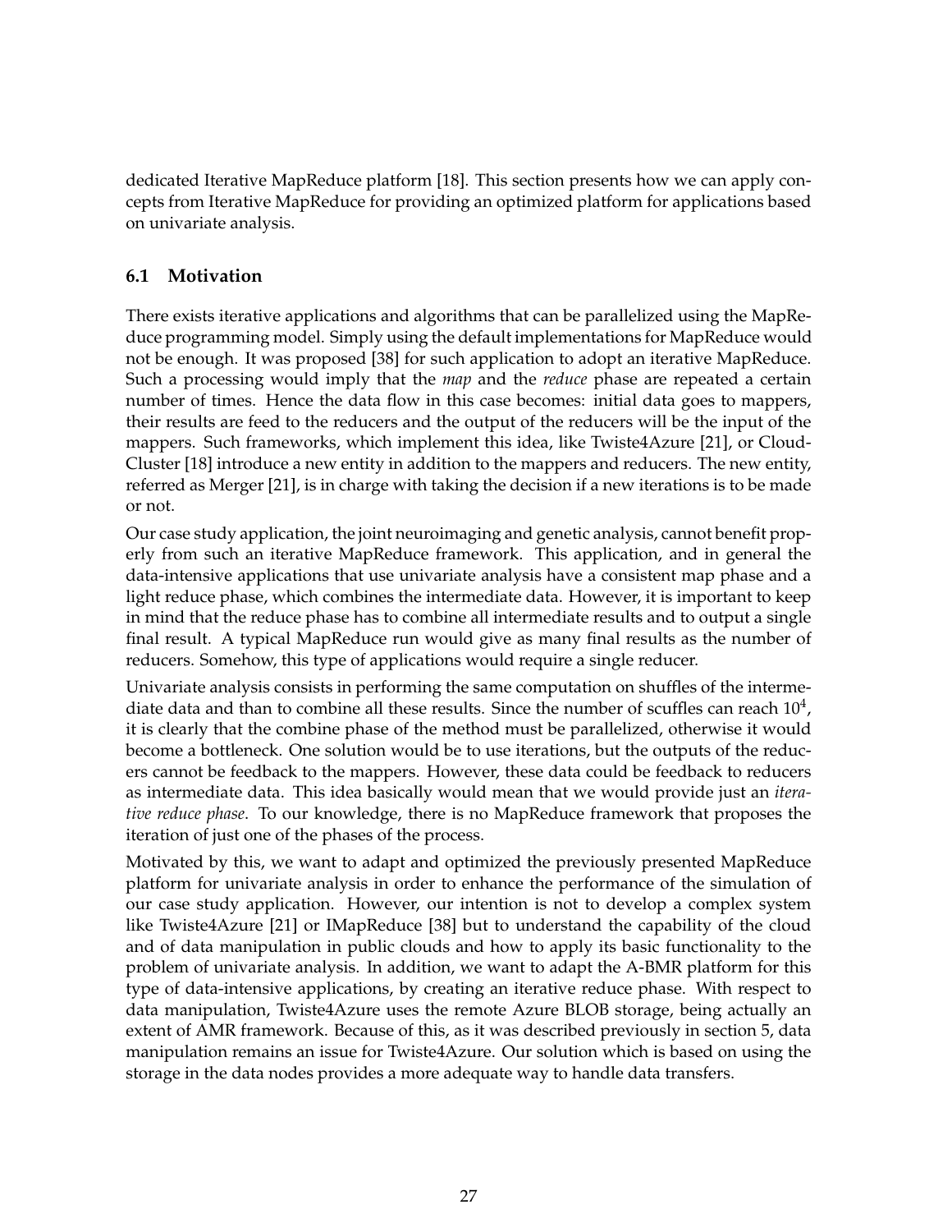dedicated Iterative MapReduce platform [18]. This section presents how we can apply concepts from Iterative MapReduce for providing an optimized platform for applications based on univariate analysis.

### 6.1 Motivation

There exists iterative applications and algorithms that can be parallelized using the MapReduce programming model. Simply using the default implementations for MapReduce would not be enough. It was proposed [38] for such application to adopt an iterative MapReduce. Such a processing would imply that the *map* and the *reduce* phase are repeated a certain number of times. Hence the data flow in this case becomes: initial data goes to mappers, their results are feed to the reducers and the output of the reducers will be the input of the mappers. Such frameworks, which implement this idea, like Twiste4Azure [21], or CloudCluster [18] introduce a new entity in addition to the mappers and reducers. The new entity, referred as Merger [21], is in charge with taking the decision if a new iterations is to be made or not.

Our case study application, the joint neuroimaging and genetic analysis, cannot benefit properly from such an iterative MapReduce framework. This application, and in general the data-intensive applications that use univariate analysis have a consistent map phase and a light reduce phase, which combines the intermediate data. However, it is important to keep in mind that the reduce phase has to combine all intermediate results and to output a single final result. A typical MapReduce run would give as many final results as the number of reducers. Somehow, this type of applications would require a single reducer.

Univariate analysis consists in performing the same computation on shuffles of the intermediate data and than to combine all these results. Since the number of scuffles can reach $10^4$, it is clearly that the combine phase of the method must be parallelized, otherwise it would become a bottleneck. One solution would be to use iterations, but the outputs of the reducers cannot be feedback to the mappers. However, these data could be feedback to reducers as intermediate data. This idea basically would mean that we would provide just an *iterative reduce phase*. To our knowledge, there is no MapReduce framework that proposes the iteration of just one of the phases of the process.

Motivated by this, we want to adapt and optimized the previously presented MapReduce platform for univariate analysis in order to enhance the performance of the simulation of our case study application. However, our intention is not to develop a complex system like Twiste4Azure [21] or IMapReduce [38] but to understand the capability of the cloud and of data manipulation in public clouds and how to apply its basic functionality to the problem of univariate analysis. In addition, we want to adapt the A-BMR platform for this type of data-intensive applications, by creating an iterative reduce phase. With respect to data manipulation, Twiste4Azure uses the remote Azure BLOB storage, being actually an extent of AMR framework. Because of this, as it was described previously in section 5, data manipulation remains an issue for Twiste4Azure. Our solution which is based on using the storage in the data nodes provides a more adequate way to handle data transfers.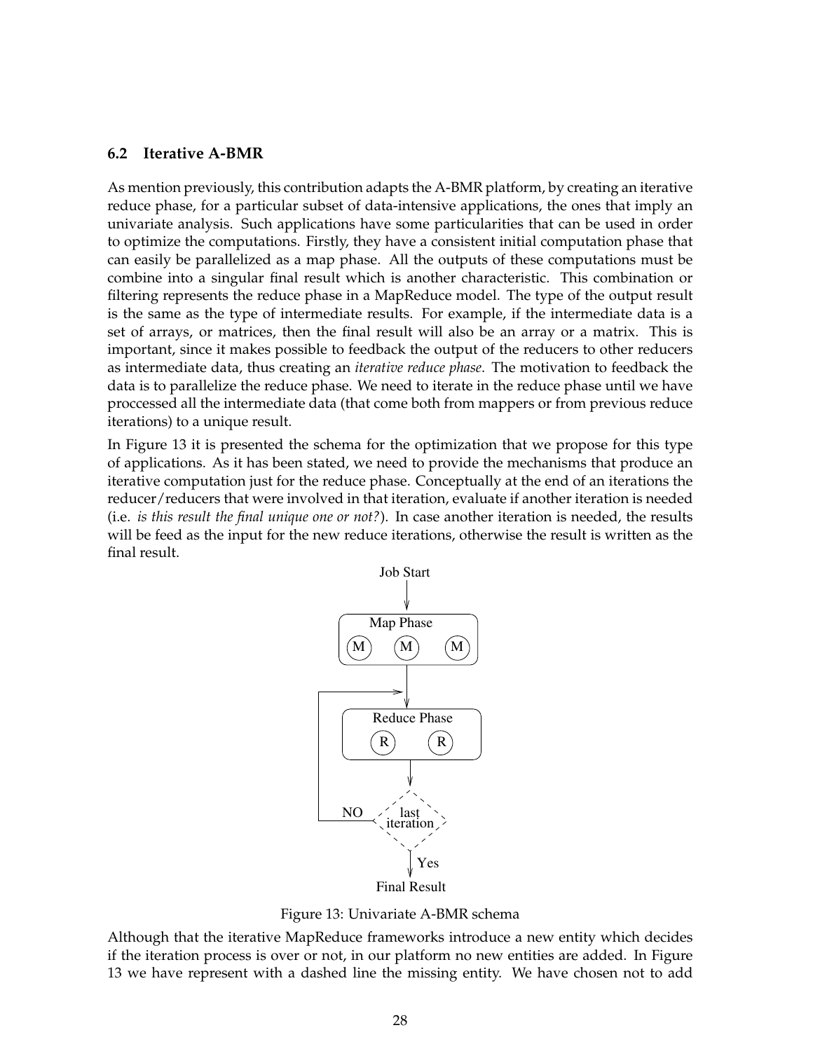### 6.2 Iterative A-BMR

As mention previously, this contribution adapts the A-BMR platform, by creating an iterative reduce phase, for a particular subset of data-intensive applications, the ones that imply an univariate analysis. Such applications have some particularities that can be used in order to optimize the computations. Firstly, they have a consistent initial computation phase that can easily be parallelized as a map phase. All the outputs of these computations must be combine into a singular final result which is another characteristic. This combination or filtering represents the reduce phase in a MapReduce model. The type of the output result is the same as the type of intermediate results. For example, if the intermediate data is a set of arrays, or matrices, then the final result will also be an array or a matrix. This is important, since it makes possible to feedback the output of the reducers to other reducers as intermediate data, thus creating an *iterative reduce phase*. The motivation to feedback the data is to parallelize the reduce phase. We need to iterate in the reduce phase until we have proccessed all the intermediate data (that come both from mappers or from previous reduce iterations) to a unique result.

In Figure 13 it is presented the schema for the optimization that we propose for this type of applications. As it has been stated, we need to provide the mechanisms that produce an iterative computation just for the reduce phase. Conceptually at the end of an iterations the reducer/reducers that were involved in that iteration, evaluate if another iteration is needed (i.e. *is this result the final unique one or not?*). In case another iteration is needed, the results will be feed as the input for the new reduce iterations, otherwise the result is written as the final result.

Job Start

Map Phase

M M M

Reduce Phase

R R

NO last iteration

Yes

Final Result

Figure 13: Univariate A-BMR schema

Although that the iterative MapReduce frameworks introduce a new entity which decides if the iteration process is over or not, in our platform no new entities are added. In Figure 13 we have represent with a dashed line the missing entity. We have chosen not to add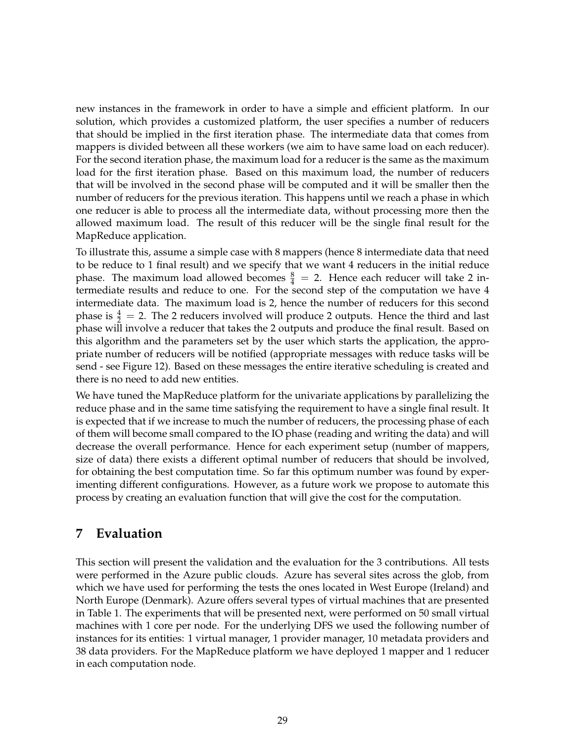new instances in the framework in order to have a simple and efficient platform. In our solution, which provides a customized platform, the user specifies a number of reducers that should be implied in the first iteration phase. The intermediate data that comes from mappers is divided between all these workers (we aim to have same load on each reducer). For the second iteration phase, the maximum load for a reducer is the same as the maximum load for the first iteration phase. Based on this maximum load, the number of reducers that will be involved in the second phase will be computed and it will be smaller then the number of reducers for the previous iteration. This happens until we reach a phase in which one reducer is able to process all the intermediate data, without processing more then the allowed maximum load. The result of this reducer will be the single final result for the MapReduce application.

To illustrate this, assume a simple case with 8 mappers (hence 8 intermediate data that need to be reduce to 1 final result) and we specify that we want 4 reducers in the initial reduce phase. The maximum load allowed becomes $\frac{8}{4} = 2$. Hence each reducer will take 2 intermediate results and reduce to one. For the second step of the computation we have 4 intermediate data. The maximum load is 2, hence the number of reducers for this second phase is $\frac{4}{2} = 2$. The 2 reducers involved will produce 2 outputs. Hence the third and last phase will involve a reducer that takes the 2 outputs and produce the final result. Based on this algorithm and the parameters set by the user which starts the application, the appropriate number of reducers will be notified (appropriate messages with reduce tasks will be send - see Figure 12). Based on these messages the entire iterative scheduling is created and there is no need to add new entities.

We have tuned the MapReduce platform for the univariate applications by parallelizing the reduce phase and in the same time satisfying the requirement to have a single final result. It is expected that if we increase to much the number of reducers, the processing phase of each of them will become small compared to the IO phase (reading and writing the data) and will decrease the overall performance. Hence for each experiment setup (number of mappers, size of data) there exists a different optimal number of reducers that should be involved, for obtaining the best computation time. So far this optimum number was found by experimenting different configurations. However, as a future work we propose to automate this process by creating an evaluation function that will give the cost for the computation.

## 7 Evaluation

This section will present the validation and the evaluation for the 3 contributions. All tests were performed in the Azure public clouds. Azure has several sites across the glob, from which we have used for performing the tests the ones located in West Europe (Ireland) and North Europe (Denmark). Azure offers several types of virtual machines that are presented in Table 1. The experiments that will be presented next, were performed on 50 small virtual machines with 1 core per node. For the underlying DFS we used the following number of instances for its entities: 1 virtual manager, 1 provider manager, 10 metadata providers and 38 data providers. For the MapReduce platform we have deployed 1 mapper and 1 reducer in each computation node.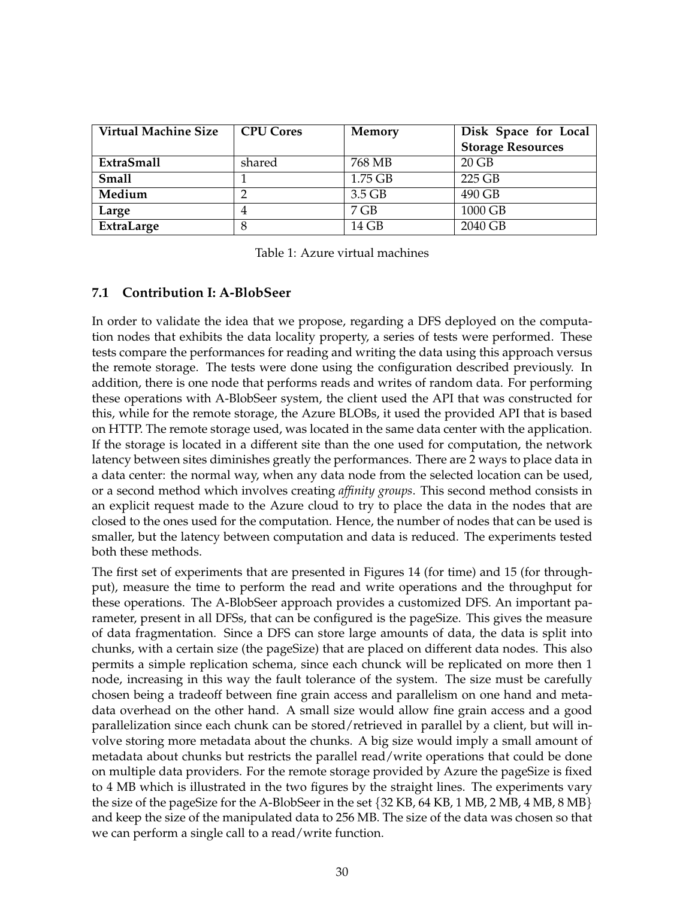| **Virtual Machine Size** | **CPU Cores** | **Memory** | **Disk Space for Local Storage Resources** |
|---|---|---|---|
| **ExtraSmall** | shared | 768 MB | 20 GB |
| **Small** | 1 | 1.75 GB | 225 GB |
| **Medium** | 2 | 3.5 GB | 490 GB |
| **Large** | 4 | 7 GB | 1000 GB |
| **ExtraLarge** | 8 | 14 GB | 2040 GB |

Table 1: Azure virtual machines

### 7.1 Contribution I: A-BlobSeer

In order to validate the idea that we propose, regarding a DFS deployed on the computation nodes that exhibits the data locality property, a series of tests were performed. These tests compare the performances for reading and writing the data using this approach versus the remote storage. The tests were done using the configuration described previously. In addition, there is one node that performs reads and writes of random data. For performing these operations with A-BlobSeer system, the client used the API that was constructed for this, while for the remote storage, the Azure BLOBs, it used the provided API that is based on HTTP. The remote storage used, was located in the same data center with the application. If the storage is located in a different site than the one used for computation, the network latency between sites diminishes greatly the performances. There are 2 ways to place data in a data center: the normal way, when any data node from the selected location can be used, or a second method which involves creating *affinity groups*. This second method consists in an explicit request made to the Azure cloud to try to place the data in the nodes that are closed to the ones used for the computation. Hence, the number of nodes that can be used is smaller, but the latency between computation and data is reduced. The experiments tested both these methods.

The first set of experiments that are presented in Figures 14 (for time) and 15 (for throughput), measure the time to perform the read and write operations and the throughput for these operations. The A-BlobSeer approach provides a customized DFS. An important parameter, present in all DFSs, that can be configured is the pageSize. This gives the measure of data fragmentation. Since a DFS can store large amounts of data, the data is split into chunks, with a certain size (the pageSize) that are placed on different data nodes. This also permits a simple replication schema, since each chunck will be replicated on more then 1 node, increasing in this way the fault tolerance of the system. The size must be carefully chosen being a tradeoff between fine grain access and parallelism on one hand and metadata overhead on the other hand. A small size would allow fine grain access and a good parallelization since each chunk can be stored/retrieved in parallel by a client, but will involve storing more metadata about the chunks. A big size would imply a small amount of metadata about chunks but restricts the parallel read/write operations that could be done on multiple data providers. For the remote storage provided by Azure the pageSize is fixed to 4 MB which is illustrated in the two figures by the straight lines. The experiments vary the size of the pageSize for the A-BlobSeer in the set {32 KB, 64 KB, 1 MB, 2 MB, 4 MB, 8 MB} and keep the size of the manipulated data to 256 MB. The size of the data was chosen so that we can perform a single call to a read/write function.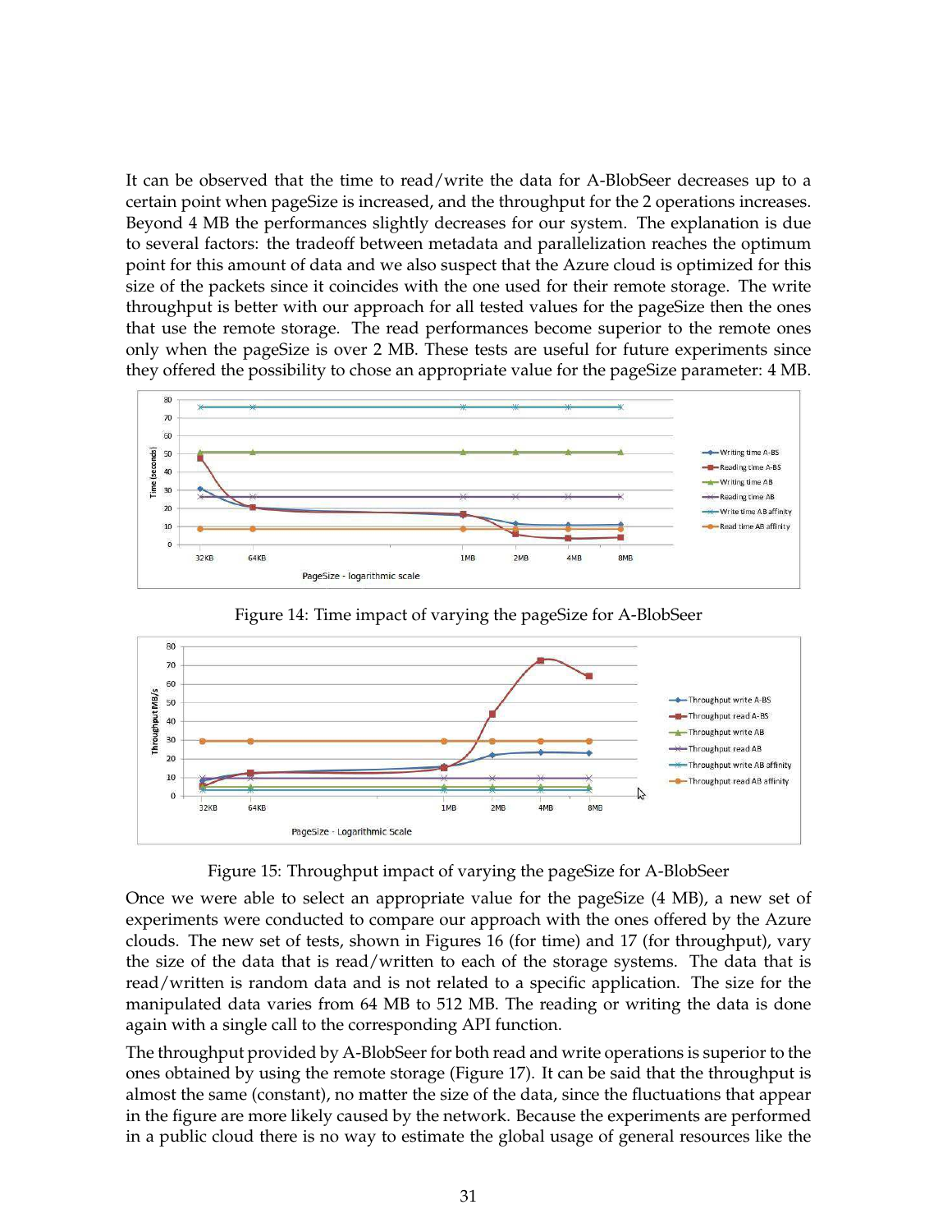It can be observed that the time to read/write the data for A-BlobSeer decreases up to a certain point when pageSize is increased, and the throughput for the 2 operations increases. Beyond 4 MB the performances slightly decreases for our system. The explanation is due to several factors: the tradeoff between metadata and parallelization reaches the optimum point for this amount of data and we also suspect that the Azure cloud is optimized for this size of the packets since it coincides with the one used for their remote storage. The write throughput is better with our approach for all tested values for the pageSize then the ones that use the remote storage. The read performances become superior to the remote ones only when the pageSize is over 2 MB. These tests are useful for future experiments since they offered the possibility to chose an appropriate value for the pageSize parameter: 4 MB.

Figure 14: Time impact of varying the pageSize for A-BlobSeer

Figure 15: Throughput impact of varying the pageSize for A-BlobSeer

Once we were able to select an appropriate value for the pageSize (4 MB), a new set of experiments were conducted to compare our approach with the ones offered by the Azure clouds. The new set of tests, shown in Figures 16 (for time) and 17 (for throughput), vary the size of the data that is read/written to each of the storage systems. The data that is read/written is random data and is not related to a specific application. The size for the manipulated data varies from 64 MB to 512 MB. The reading or writing the data is done again with a single call to the corresponding API function.

The throughput provided by A-BlobSeer for both read and write operations is superior to the ones obtained by using the remote storage (Figure 17). It can be said that the throughput is almost the same (constant), no matter the size of the data, since the fluctuations that appear in the figure are more likely caused by the network. Because the experiments are performed in a public cloud there is no way to estimate the global usage of general resources like the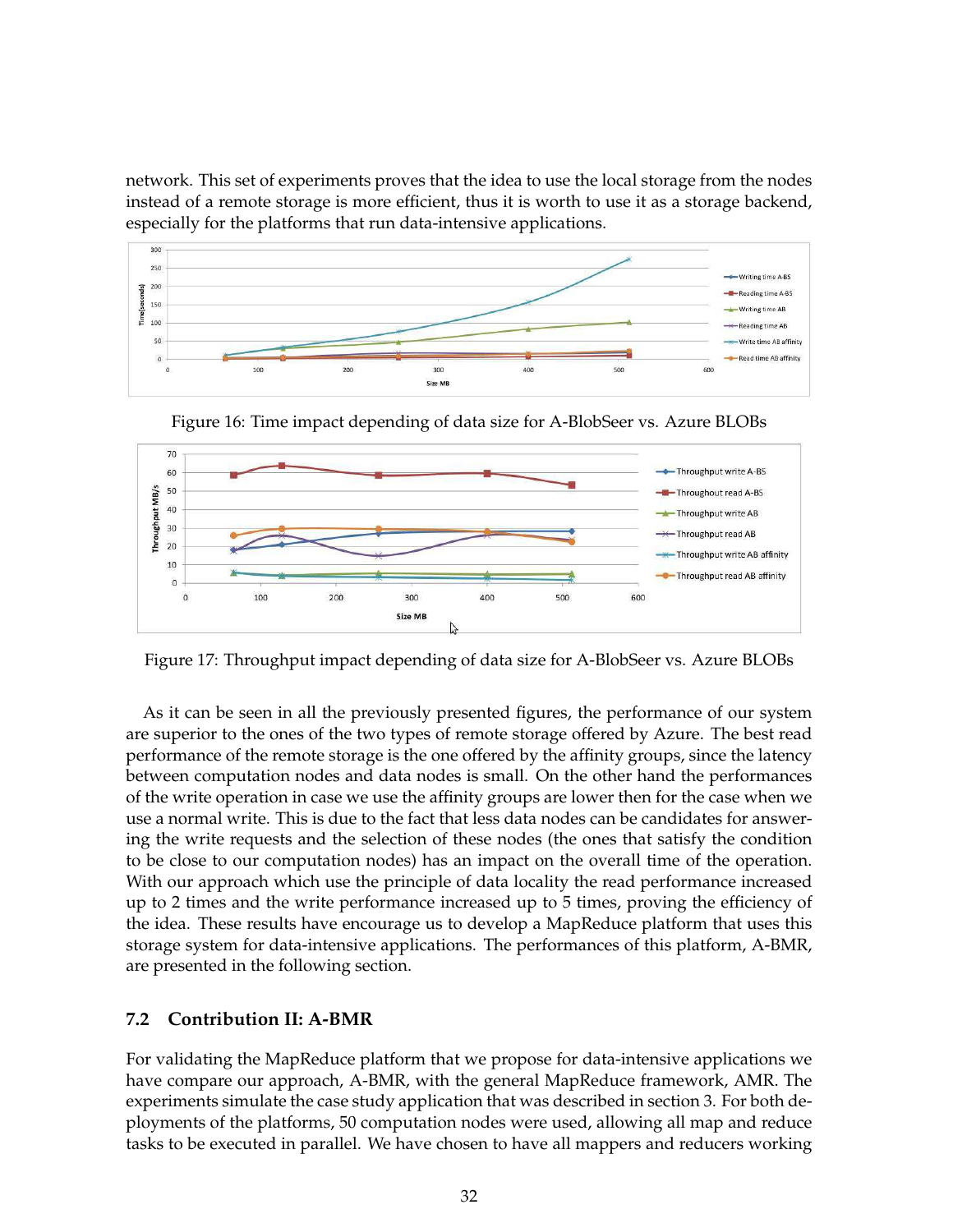network. This set of experiments proves that the idea to use the local storage from the nodes instead of a remote storage is more efficient, thus it is worth to use it as a storage backend, especially for the platforms that run data-intensive applications.

Figure 16: Time impact depending of data size for A-BlobSeer vs. Azure BLOBs

Figure 17: Throughput impact depending of data size for A-BlobSeer vs. Azure BLOBs

As it can be seen in all the previously presented figures, the performance of our system are superior to the ones of the two types of remote storage offered by Azure. The best read performance of the remote storage is the one offered by the affinity groups, since the latency between computation nodes and data nodes is small. On the other hand the performances of the write operation in case we use the affinity groups are lower then for the case when we use a normal write. This is due to the fact that less data nodes can be candidates for answering the write requests and the selection of these nodes (the ones that satisfy the condition to be close to our computation nodes) has an impact on the overall time of the operation. With our approach which use the principle of data locality the read performance increased up to 2 times and the write performance increased up to 5 times, proving the efficiency of the idea. These results have encourage us to develop a MapReduce platform that uses this storage system for data-intensive applications. The performances of this platform, A-BMR, are presented in the following section.

### 7.2 Contribution II: A-BMR

For validating the MapReduce platform that we propose for data-intensive applications we have compare our approach, A-BMR, with the general MapReduce framework, AMR. The experiments simulate the case study application that was described in section 3. For both deployments of the platforms, 50 computation nodes were used, allowing all map and reduce tasks to be executed in parallel. We have chosen to have all mappers and reducers working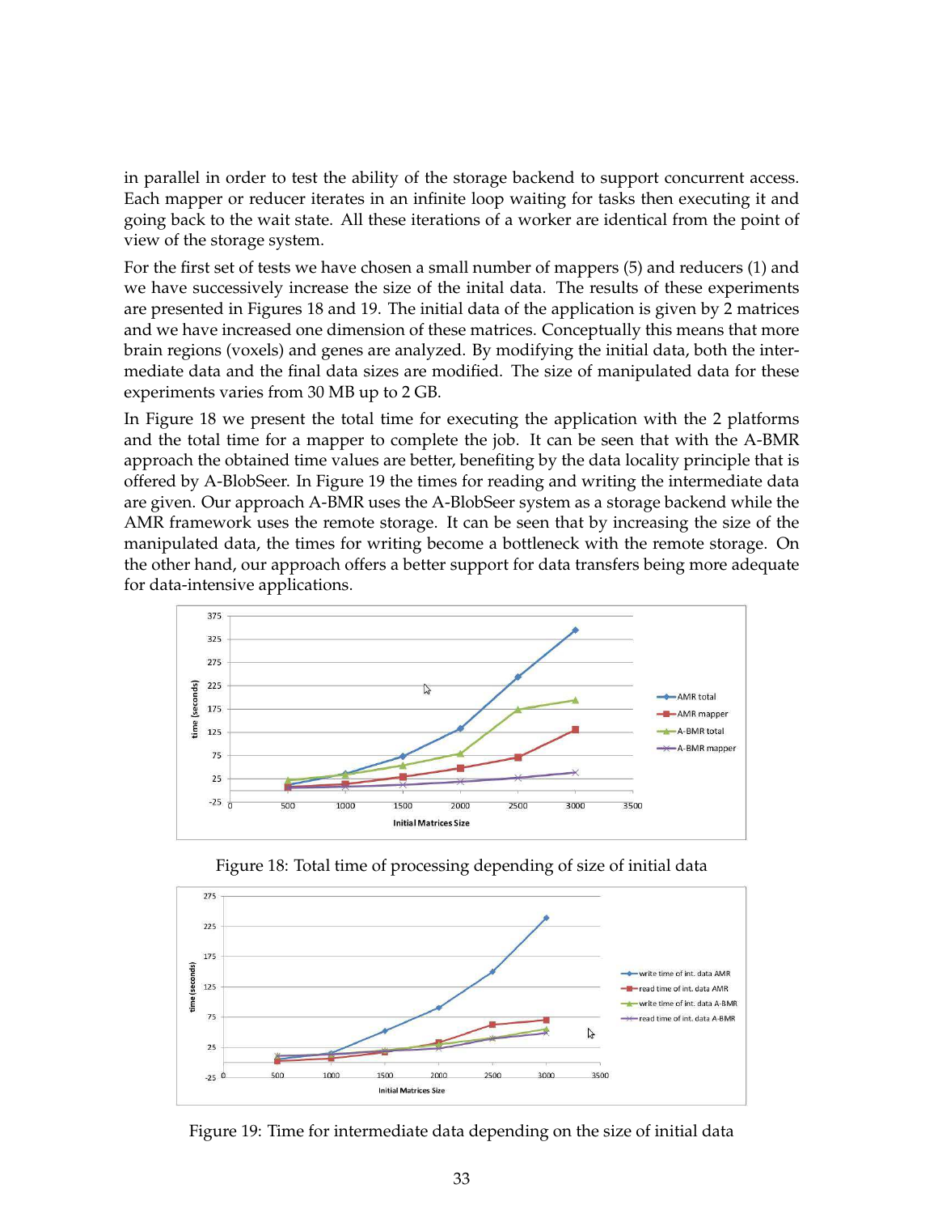in parallel in order to test the ability of the storage backend to support concurrent access. Each mapper or reducer iterates in an infinite loop waiting for tasks then executing it and going back to the wait state. All these iterations of a worker are identical from the point of view of the storage system.

For the first set of tests we have chosen a small number of mappers (5) and reducers (1) and we have successively increase the size of the inital data. The results of these experiments are presented in Figures 18 and 19. The initial data of the application is given by 2 matrices and we have increased one dimension of these matrices. Conceptually this means that more brain regions (voxels) and genes are analyzed. By modifying the initial data, both the intermediate data and the final data sizes are modified. The size of manipulated data for these experiments varies from 30 MB up to 2 GB.

In Figure 18 we present the total time for executing the application with the 2 platforms and the total time for a mapper to complete the job. It can be seen that with the A-BMR approach the obtained time values are better, benefiting by the data locality principle that is offered by A-BlobSeer. In Figure 19 the times for reading and writing the intermediate data are given. Our approach A-BMR uses the A-BlobSeer system as a storage backend while the AMR framework uses the remote storage. It can be seen that by increasing the size of the manipulated data, the times for writing become a bottleneck with the remote storage. On the other hand, our approach offers a better support for data transfers being more adequate for data-intensive applications.

Figure 18: Total time of processing depending of size of initial data

Figure 19: Time for intermediate data depending on the size of initial data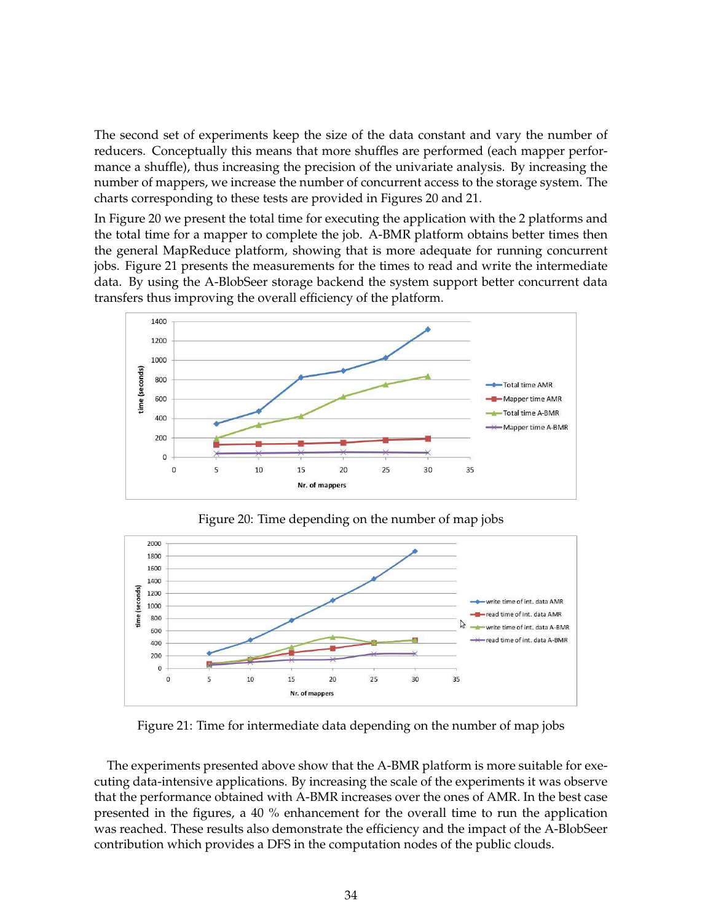The second set of experiments keep the size of the data constant and vary the number of reducers. Conceptually this means that more shuffles are performed (each mapper performance a shuffle), thus increasing the precision of the univariate analysis. By increasing the number of mappers, we increase the number of concurrent access to the storage system. The charts corresponding to these tests are provided in Figures 20 and 21.

In Figure 20 we present the total time for executing the application with the 2 platforms and the total time for a mapper to complete the job. A-BMR platform obtains better times then the general MapReduce platform, showing that is more adequate for running concurrent jobs. Figure 21 presents the measurements for the times to read and write the intermediate data. By using the A-BlobSeer storage backend the system support better concurrent data transfers thus improving the overall efficiency of the platform.

Figure 20: Time depending on the number of map jobs

Figure 21: Time for intermediate data depending on the number of map jobs

The experiments presented above show that the A-BMR platform is more suitable for executing data-intensive applications. By increasing the scale of the experiments it was observe that the performance obtained with A-BMR increases over the ones of AMR. In the best case presented in the figures, a 40 % enhancement for the overall time to run the application was reached. These results also demonstrate the efficiency and the impact of the A-BlobSeer contribution which provides a DFS in the computation nodes of the public clouds.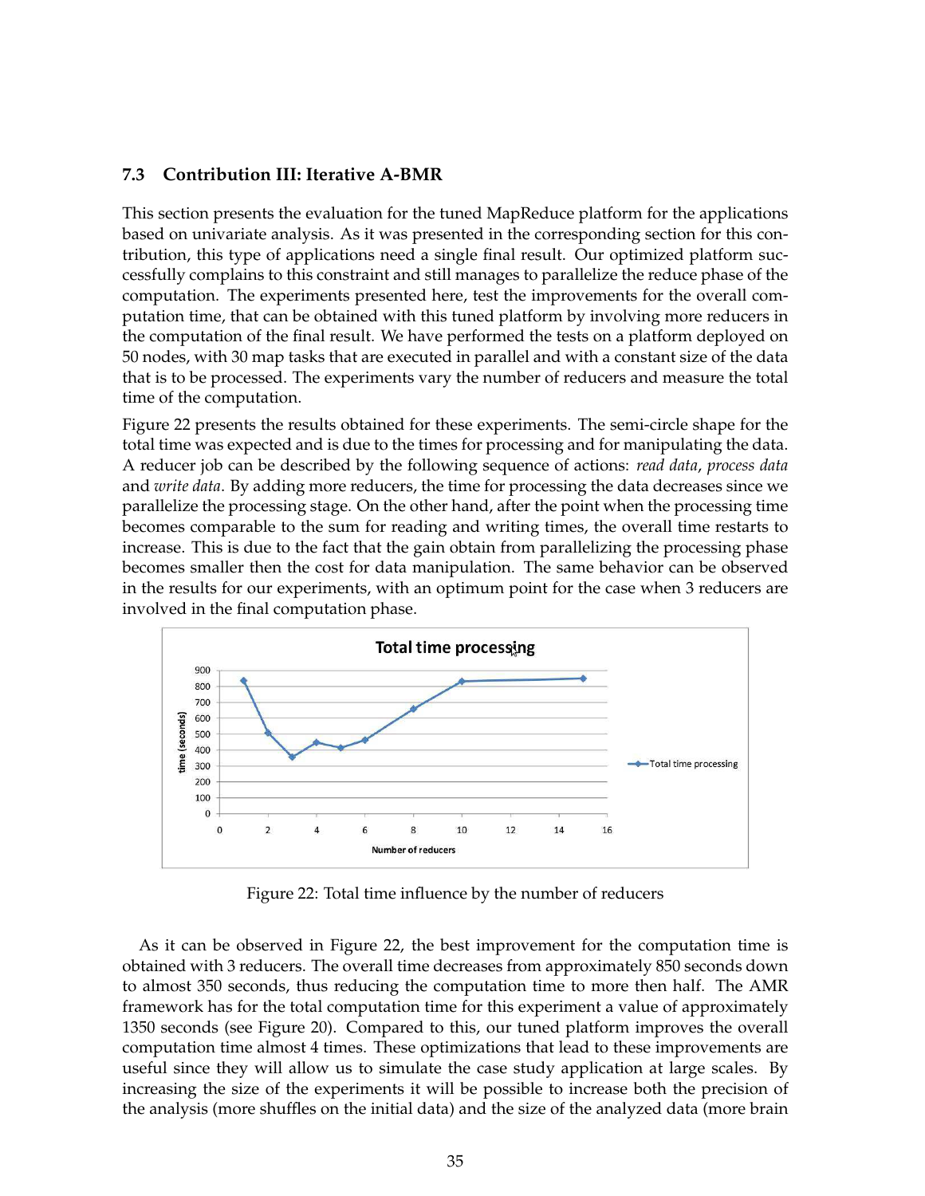### 7.3 Contribution III: Iterative A-BMR

This section presents the evaluation for the tuned MapReduce platform for the applications based on univariate analysis. As it was presented in the corresponding section for this contribution, this type of applications need a single final result. Our optimized platform successfully complains to this constraint and still manages to parallelize the reduce phase of the computation. The experiments presented here, test the improvements for the overall computation time, that can be obtained with this tuned platform by involving more reducers in the computation of the final result. We have performed the tests on a platform deployed on 50 nodes, with 30 map tasks that are executed in parallel and with a constant size of the data that is to be processed. The experiments vary the number of reducers and measure the total time of the computation.

Figure 22 presents the results obtained for these experiments. The semi-circle shape for the total time was expected and is due to the times for processing and for manipulating the data. A reducer job can be described by the following sequence of actions: *read data*, *process data* and *write data*. By adding more reducers, the time for processing the data decreases since we parallelize the processing stage. On the other hand, after the point when the processing time becomes comparable to the sum for reading and writing times, the overall time restarts to increase. This is due to the fact that the gain obtain from parallelizing the processing phase becomes smaller then the cost for data manipulation. The same behavior can be observed in the results for our experiments, with an optimum point for the case when 3 reducers are involved in the final computation phase.

Figure 22: Total time influence by the number of reducers

As it can be observed in Figure 22, the best improvement for the computation time is obtained with 3 reducers. The overall time decreases from approximately 850 seconds down to almost 350 seconds, thus reducing the computation time to more then half. The AMR framework has for the total computation time for this experiment a value of approximately 1350 seconds (see Figure 20). Compared to this, our tuned platform improves the overall computation time almost 4 times. These optimizations that lead to these improvements are useful since they will allow us to simulate the case study application at large scales. By increasing the size of the experiments it will be possible to increase both the precision of the analysis (more shuffles on the initial data) and the size of the analyzed data (more brain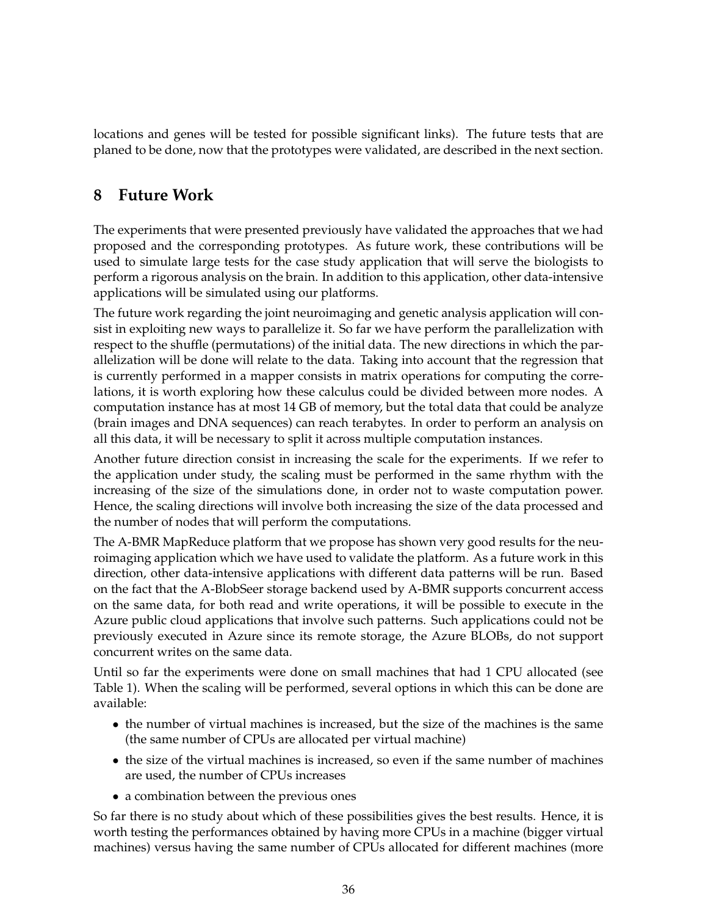locations and genes will be tested for possible significant links). The future tests that are planed to be done, now that the prototypes were validated, are described in the next section.

## 8 Future Work

The experiments that were presented previously have validated the approaches that we had proposed and the corresponding prototypes. As future work, these contributions will be used to simulate large tests for the case study application that will serve the biologists to perform a rigorous analysis on the brain. In addition to this application, other data-intensive applications will be simulated using our platforms.

The future work regarding the joint neuroimaging and genetic analysis application will consist in exploiting new ways to parallelize it. So far we have perform the parallelization with respect to the shuffle (permutations) of the initial data. The new directions in which the parallelization will be done will relate to the data. Taking into account that the regression that is currently performed in a mapper consists in matrix operations for computing the correlations, it is worth exploring how these calculus could be divided between more nodes. A computation instance has at most 14 GB of memory, but the total data that could be analyze (brain images and DNA sequences) can reach terabytes. In order to perform an analysis on all this data, it will be necessary to split it across multiple computation instances.

Another future direction consist in increasing the scale for the experiments. If we refer to the application under study, the scaling must be performed in the same rhythm with the increasing of the size of the simulations done, in order not to waste computation power. Hence, the scaling directions will involve both increasing the size of the data processed and the number of nodes that will perform the computations.

The A-BMR MapReduce platform that we propose has shown very good results for the neuroimaging application which we have used to validate the platform. As a future work in this direction, other data-intensive applications with different data patterns will be run. Based on the fact that the A-BlobSeer storage backend used by A-BMR supports concurrent access on the same data, for both read and write operations, it will be possible to execute in the Azure public cloud applications that involve such patterns. Such applications could not be previously executed in Azure since its remote storage, the Azure BLOBs, do not support concurrent writes on the same data.

Until so far the experiments were done on small machines that had 1 CPU allocated (see Table 1). When the scaling will be performed, several options in which this can be done are available:

- the number of virtual machines is increased, but the size of the machines is the same (the same number of CPUs are allocated per virtual machine)
- the size of the virtual machines is increased, so even if the same number of machines are used, the number of CPUs increases
- a combination between the previous ones

So far there is no study about which of these possibilities gives the best results. Hence, it is worth testing the performances obtained by having more CPUs in a machine (bigger virtual machines) versus having the same number of CPUs allocated for different machines (more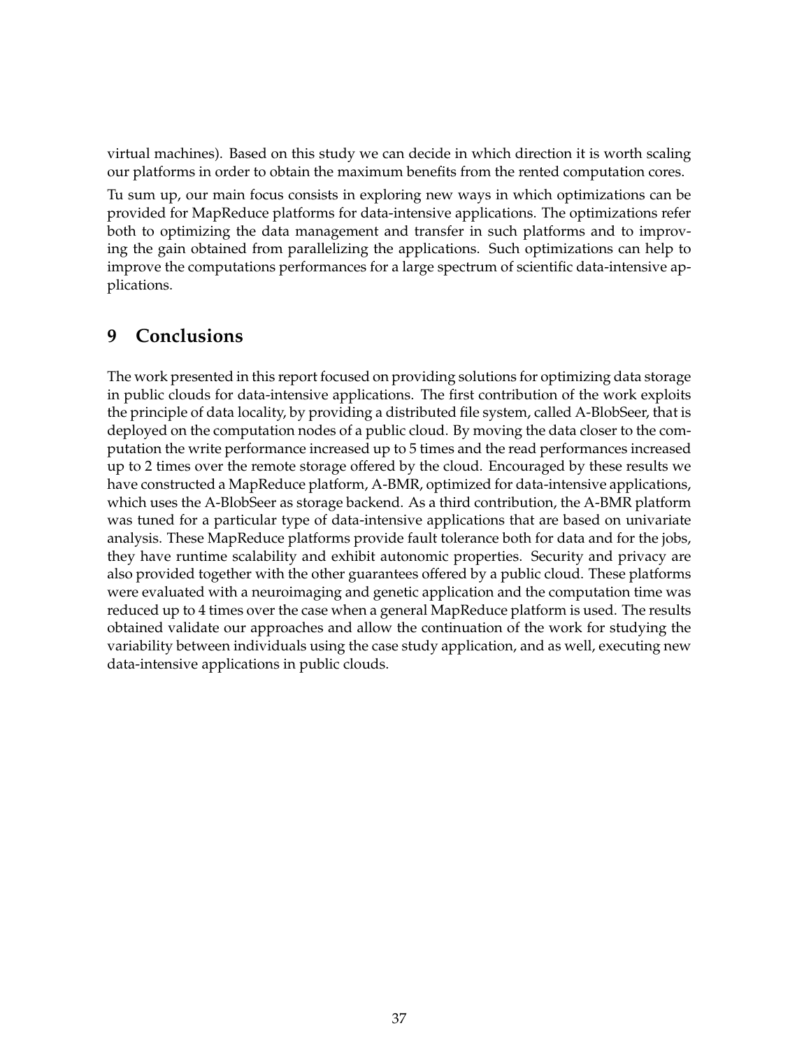virtual machines). Based on this study we can decide in which direction it is worth scaling our platforms in order to obtain the maximum benefits from the rented computation cores.

Tu sum up, our main focus consists in exploring new ways in which optimizations can be provided for MapReduce platforms for data-intensive applications. The optimizations refer both to optimizing the data management and transfer in such platforms and to improving the gain obtained from parallelizing the applications. Such optimizations can help to improve the computations performances for a large spectrum of scientific data-intensive applications.

## 9 Conclusions

The work presented in this report focused on providing solutions for optimizing data storage in public clouds for data-intensive applications. The first contribution of the work exploits the principle of data locality, by providing a distributed file system, called A-BlobSeer, that is deployed on the computation nodes of a public cloud. By moving the data closer to the computation the write performance increased up to 5 times and the read performances increased up to 2 times over the remote storage offered by the cloud. Encouraged by these results we have constructed a MapReduce platform, A-BMR, optimized for data-intensive applications, which uses the A-BlobSeer as storage backend. As a third contribution, the A-BMR platform was tuned for a particular type of data-intensive applications that are based on univariate analysis. These MapReduce platforms provide fault tolerance both for data and for the jobs, they have runtime scalability and exhibit autonomic properties. Security and privacy are also provided together with the other guarantees offered by a public cloud. These platforms were evaluated with a neuroimaging and genetic application and the computation time was reduced up to 4 times over the case when a general MapReduce platform is used. The results obtained validate our approaches and allow the continuation of the work for studying the variability between individuals using the case study application, and as well, executing new data-intensive applications in public clouds.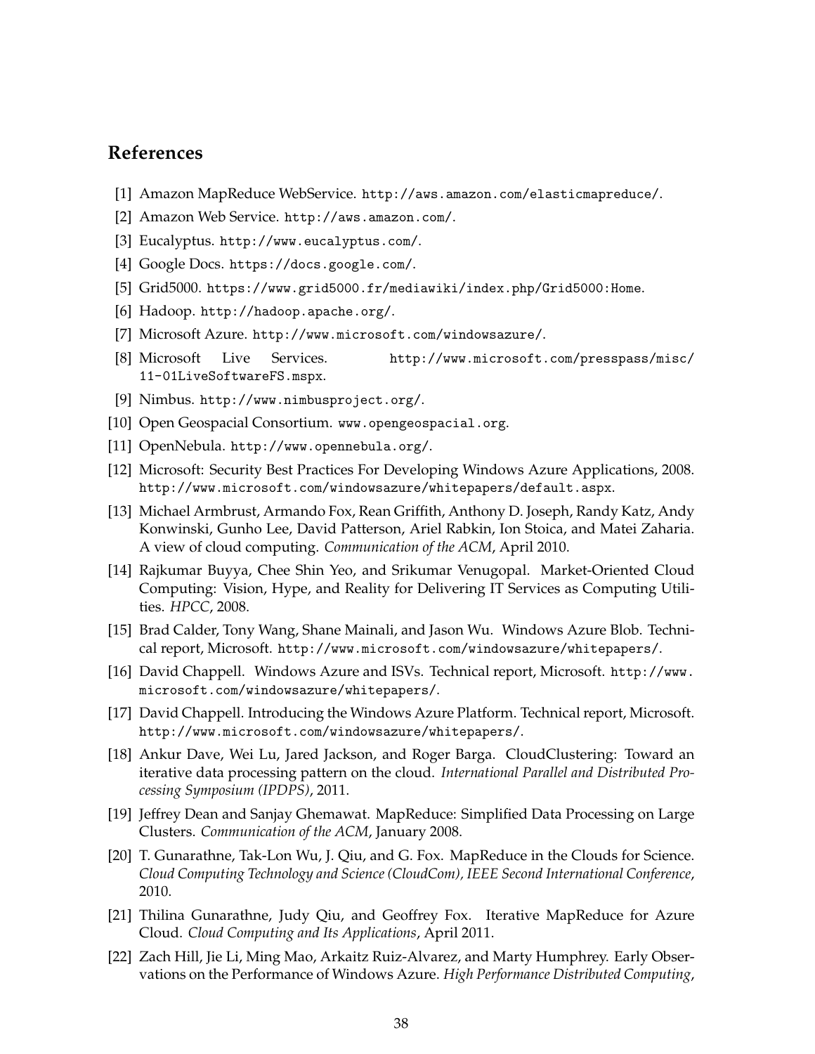## References

[1] Amazon MapReduce WebService. http://aws.amazon.com/elasticmapreduce/.

[2] Amazon Web Service. http://aws.amazon.com/.

[3] Eucalyptus. http://www.eucalyptus.com/.

[4] Google Docs. https://docs.google.com/.

[5] Grid5000. https://www.grid5000.fr/mediawiki/index.php/Grid5000:Home.

[6] Hadoop. http://hadoop.apache.org/.

[7] Microsoft Azure. http://www.microsoft.com/windowsazure/.

[8] Microsoft Live Services. http://www.microsoft.com/presspass/misc/11-01LiveSoftwareFS.mspx.

[9] Nimbus. http://www.nimbusproject.org/.

[10] Open Geospacial Consortium. www.opengeospacial.org.

[11] OpenNebula. http://www.opennebula.org/.

[12] Microsoft: Security Best Practices For Developing Windows Azure Applications, 2008. http://www.microsoft.com/windowsazure/whitepapers/default.aspx.

[13] Michael Armbrust, Armando Fox, Rean Griffith, Anthony D. Joseph, Randy Katz, Andy Konwinski, Gunho Lee, David Patterson, Ariel Rabkin, Ion Stoica, and Matei Zaharia. A view of cloud computing. *Communication of the ACM*, April 2010.

[14] Rajkumar Buyya, Chee Shin Yeo, and Srikumar Venugopal. Market-Oriented Cloud Computing: Vision, Hype, and Reality for Delivering IT Services as Computing Utilities. *HPCC*, 2008.

[15] Brad Calder, Tony Wang, Shane Mainali, and Jason Wu. Windows Azure Blob. Technical report, Microsoft. http://www.microsoft.com/windowsazure/whitepapers/.

[16] David Chappell. Windows Azure and ISVs. Technical report, Microsoft. http://www.microsoft.com/windowsazure/whitepapers/.

[17] David Chappell. Introducing the Windows Azure Platform. Technical report, Microsoft. http://www.microsoft.com/windowsazure/whitepapers/.

[18] Ankur Dave, Wei Lu, Jared Jackson, and Roger Barga. CloudClustering: Toward an iterative data processing pattern on the cloud. *International Parallel and Distributed Processing Symposium (IPDPS)*, 2011.

[19] Jeffrey Dean and Sanjay Ghemawat. MapReduce: Simplified Data Processing on Large Clusters. *Communication of the ACM*, January 2008.

[20] T. Gunarathne, Tak-Lon Wu, J. Qiu, and G. Fox. MapReduce in the Clouds for Science. *Cloud Computing Technology and Science (CloudCom), IEEE Second International Conference*, 2010.

[21] Thilina Gunarathne, Judy Qiu, and Geoffrey Fox. Iterative MapReduce for Azure Cloud. *Cloud Computing and Its Applications*, April 2011.

[22] Zach Hill, Jie Li, Ming Mao, Arkaitz Ruiz-Alvarez, and Marty Humphrey. Early Observations on the Performance of Windows Azure. *High Performance Distributed Computing*,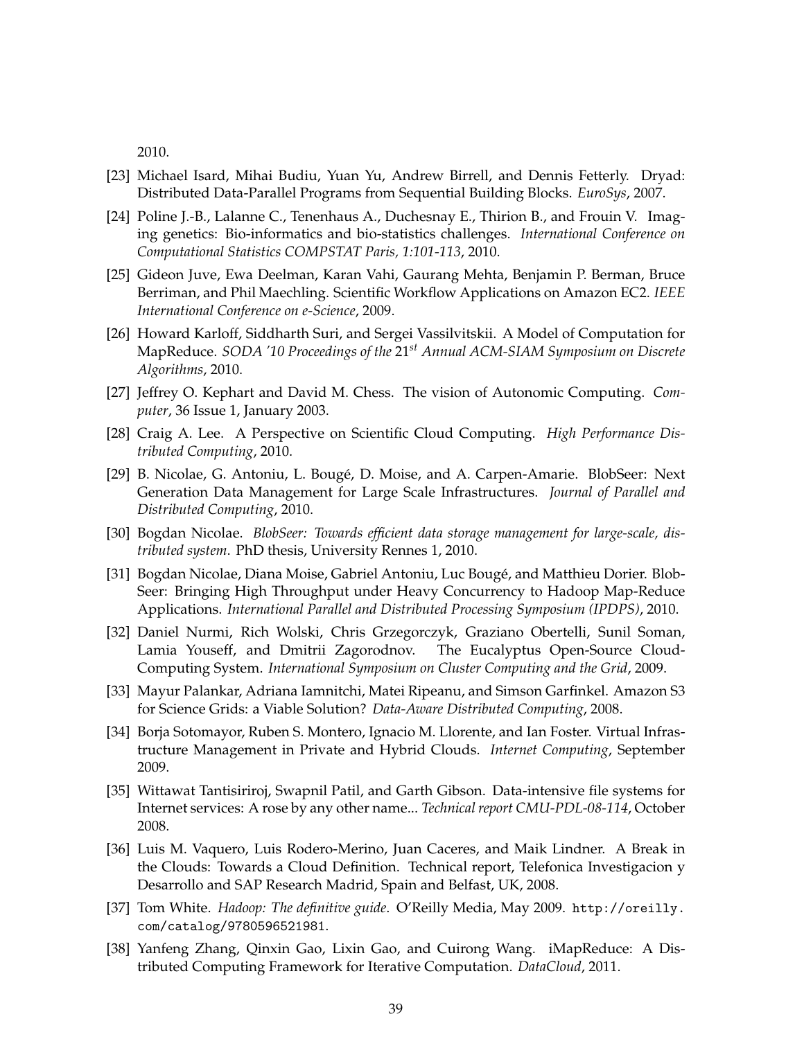2010.

[23] Michael Isard, Mihai Budiu, Yuan Yu, Andrew Birrell, and Dennis Fetterly. Dryad: Distributed Data-Parallel Programs from Sequential Building Blocks. *EuroSys*, 2007.

[24] Poline J.-B., Lalanne C., Tenenhaus A., Duchesnay E., Thirion B., and Frouin V. Imaging genetics: Bio-informatics and bio-statistics challenges. *International Conference on Computational Statistics COMPSTAT Paris, 1:101-113*, 2010.

[25] Gideon Juve, Ewa Deelman, Karan Vahi, Gaurang Mehta, Benjamin P. Berman, Bruce Berriman, and Phil Maechling. Scientific Workflow Applications on Amazon EC2. *IEEE International Conference on e-Science*, 2009.

[26] Howard Karloff, Siddharth Suri, and Sergei Vassilvitskii. A Model of Computation for MapReduce. *SODA '10 Proceedings of the* $21^{st}$ *Annual ACM-SIAM Symposium on Discrete Algorithms*, 2010.

[27] Jeffrey O. Kephart and David M. Chess. The vision of Autonomic Computing. *Computer*, 36 Issue 1, January 2003.

[28] Craig A. Lee. A Perspective on Scientific Cloud Computing. *High Performance Distributed Computing*, 2010.

[29] B. Nicolae, G. Antoniu, L. Bougé, D. Moise, and A. Carpen-Amarie. BlobSeer: Next Generation Data Management for Large Scale Infrastructures. *Journal of Parallel and Distributed Computing*, 2010.

[30] Bogdan Nicolae. *BlobSeer: Towards efficient data storage management for large-scale, distributed system*. PhD thesis, University Rennes 1, 2010.

[31] Bogdan Nicolae, Diana Moise, Gabriel Antoniu, Luc Bougé, and Matthieu Dorier. BlobSeer: Bringing High Throughput under Heavy Concurrency to Hadoop Map-Reduce Applications. *International Parallel and Distributed Processing Symposium (IPDPS)*, 2010.

[32] Daniel Nurmi, Rich Wolski, Chris Grzegorczyk, Graziano Obertelli, Sunil Soman, Lamia Youseff, and Dmitrii Zagorodnov. The Eucalyptus Open-Source Cloud-Computing System. *International Symposium on Cluster Computing and the Grid*, 2009.

[33] Mayur Palankar, Adriana Iamnitchi, Matei Ripeanu, and Simson Garfinkel. Amazon S3 for Science Grids: a Viable Solution? *Data-Aware Distributed Computing*, 2008.

[34] Borja Sotomayor, Ruben S. Montero, Ignacio M. Llorente, and Ian Foster. Virtual Infrastructure Management in Private and Hybrid Clouds. *Internet Computing*, September 2009.

[35] Wittawat Tantisiriroj, Swapnil Patil, and Garth Gibson. Data-intensive file systems for Internet services: A rose by any other name... *Technical report CMU-PDL-08-114*, October 2008.

[36] Luis M. Vaquero, Luis Rodero-Merino, Juan Caceres, and Maik Lindner. A Break in the Clouds: Towards a Cloud Definition. Technical report, Telefonica Investigacion y Desarrollo and SAP Research Madrid, Spain and Belfast, UK, 2008.

[37] Tom White. *Hadoop: The definitive guide*. O'Reilly Media, May 2009. `http://oreilly.com/catalog/9780596521981`.

[38] Yanfeng Zhang, Qinxin Gao, Lixin Gao, and Cuirong Wang. iMapReduce: A Distributed Computing Framework for Iterative Computation. *DataCloud*, 2011.